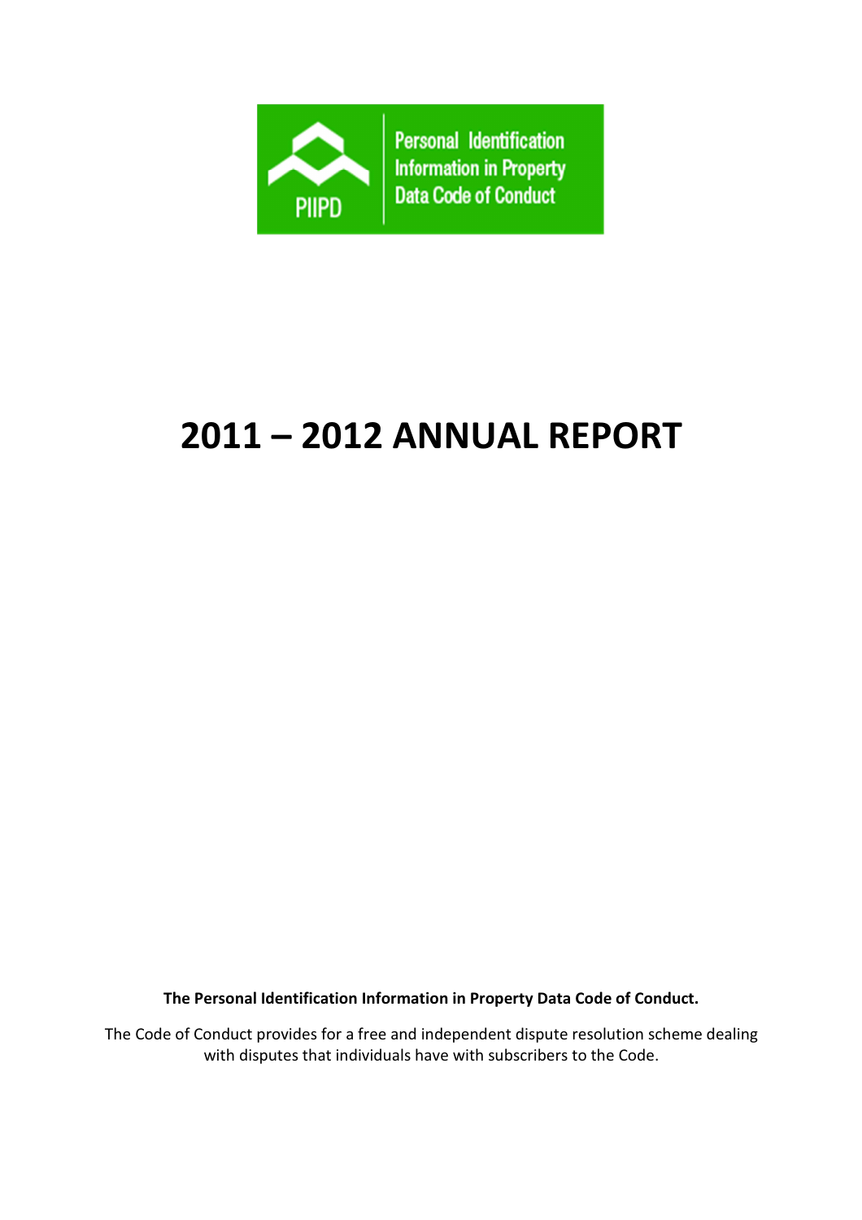PIIPD

Personal Identification Information in Property Data Code of Conduct

# 2011 – 2012 ANNUAL REPORT

**The Personal Identification Information in Property Data Code of Conduct.**

The Code of Conduct provides for a free and independent dispute resolution scheme dealing with disputes that individuals have with subscribers to the Code.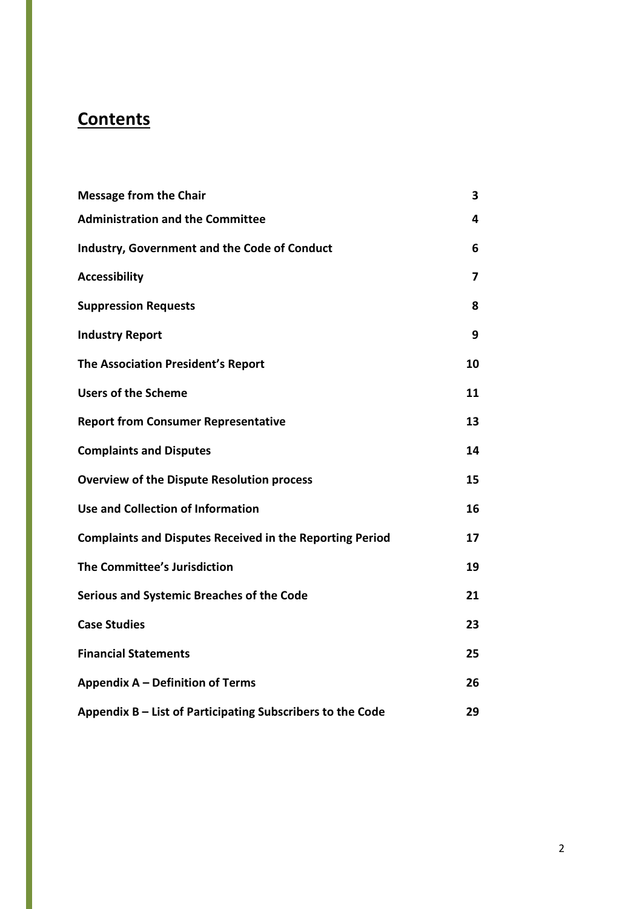## Contents

| | |
|---|---|
| **Message from the Chair** | **3** |
| **Administration and the Committee** | **4** |
| **Industry, Government and the Code of Conduct** | **6** |
| **Accessibility** | **7** |
| **Suppression Requests** | **8** |
| **Industry Report** | **9** |
| **The Association President's Report** | **10** |
| **Users of the Scheme** | **11** |
| **Report from Consumer Representative** | **13** |
| **Complaints and Disputes** | **14** |
| **Overview of the Dispute Resolution process** | **15** |
| **Use and Collection of Information** | **16** |
| **Complaints and Disputes Received in the Reporting Period** | **17** |
| **The Committee's Jurisdiction** | **19** |
| **Serious and Systemic Breaches of the Code** | **21** |
| **Case Studies** | **23** |
| **Financial Statements** | **25** |
| **Appendix A – Definition of Terms** | **26** |
| **Appendix B – List of Participating Subscribers to the Code** | **29** |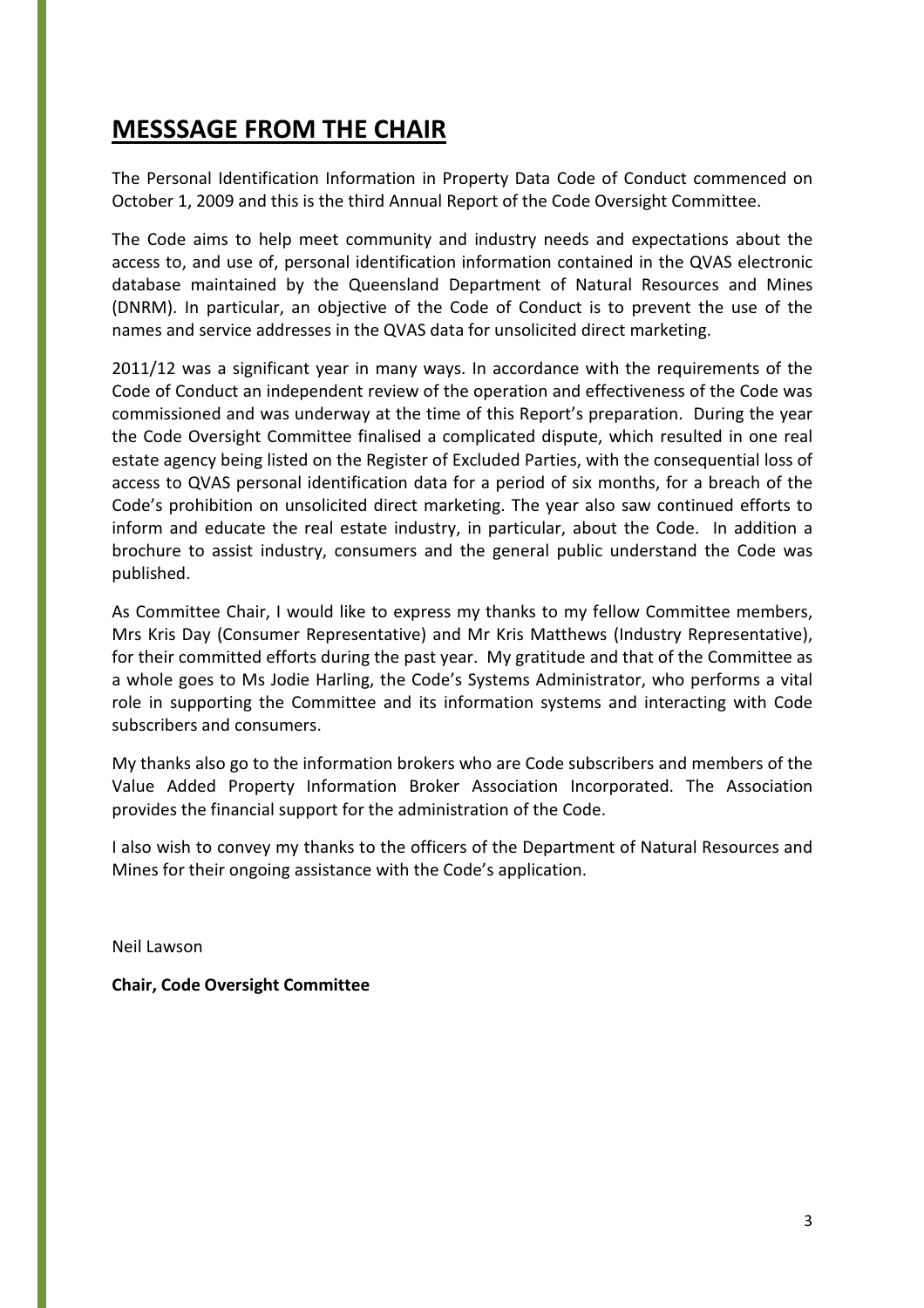# MESSSAGE FROM THE CHAIR

The Personal Identification Information in Property Data Code of Conduct commenced on October 1, 2009 and this is the third Annual Report of the Code Oversight Committee.

The Code aims to help meet community and industry needs and expectations about the access to, and use of, personal identification information contained in the QVAS electronic database maintained by the Queensland Department of Natural Resources and Mines (DNRM). In particular, an objective of the Code of Conduct is to prevent the use of the names and service addresses in the QVAS data for unsolicited direct marketing.

2011/12 was a significant year in many ways. In accordance with the requirements of the Code of Conduct an independent review of the operation and effectiveness of the Code was commissioned and was underway at the time of this Report's preparation. During the year the Code Oversight Committee finalised a complicated dispute, which resulted in one real estate agency being listed on the Register of Excluded Parties, with the consequential loss of access to QVAS personal identification data for a period of six months, for a breach of the Code's prohibition on unsolicited direct marketing. The year also saw continued efforts to inform and educate the real estate industry, in particular, about the Code. In addition a brochure to assist industry, consumers and the general public understand the Code was published.

As Committee Chair, I would like to express my thanks to my fellow Committee members, Mrs Kris Day (Consumer Representative) and Mr Kris Matthews (Industry Representative), for their committed efforts during the past year. My gratitude and that of the Committee as a whole goes to Ms Jodie Harling, the Code's Systems Administrator, who performs a vital role in supporting the Committee and its information systems and interacting with Code subscribers and consumers.

My thanks also go to the information brokers who are Code subscribers and members of the Value Added Property Information Broker Association Incorporated. The Association provides the financial support for the administration of the Code.

I also wish to convey my thanks to the officers of the Department of Natural Resources and Mines for their ongoing assistance with the Code's application.

Neil Lawson

**Chair, Code Oversight Committee**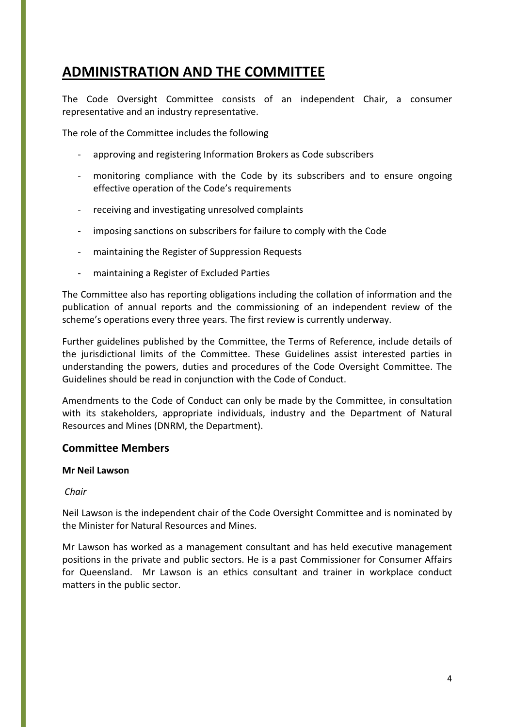# ADMINISTRATION AND THE COMMITTEE

The Code Oversight Committee consists of an independent Chair, a consumer representative and an industry representative.

The role of the Committee includes the following

- approving and registering Information Brokers as Code subscribers
- monitoring compliance with the Code by its subscribers and to ensure ongoing effective operation of the Code's requirements
- receiving and investigating unresolved complaints
- imposing sanctions on subscribers for failure to comply with the Code
- maintaining the Register of Suppression Requests
- maintaining a Register of Excluded Parties

The Committee also has reporting obligations including the collation of information and the publication of annual reports and the commissioning of an independent review of the scheme's operations every three years. The first review is currently underway.

Further guidelines published by the Committee, the Terms of Reference, include details of the jurisdictional limits of the Committee. These Guidelines assist interested parties in understanding the powers, duties and procedures of the Code Oversight Committee. The Guidelines should be read in conjunction with the Code of Conduct.

Amendments to the Code of Conduct can only be made by the Committee, in consultation with its stakeholders, appropriate individuals, industry and the Department of Natural Resources and Mines (DNRM, the Department).

## Committee Members

**Mr Neil Lawson**

*Chair*

Neil Lawson is the independent chair of the Code Oversight Committee and is nominated by the Minister for Natural Resources and Mines.

Mr Lawson has worked as a management consultant and has held executive management positions in the private and public sectors. He is a past Commissioner for Consumer Affairs for Queensland. Mr Lawson is an ethics consultant and trainer in workplace conduct matters in the public sector.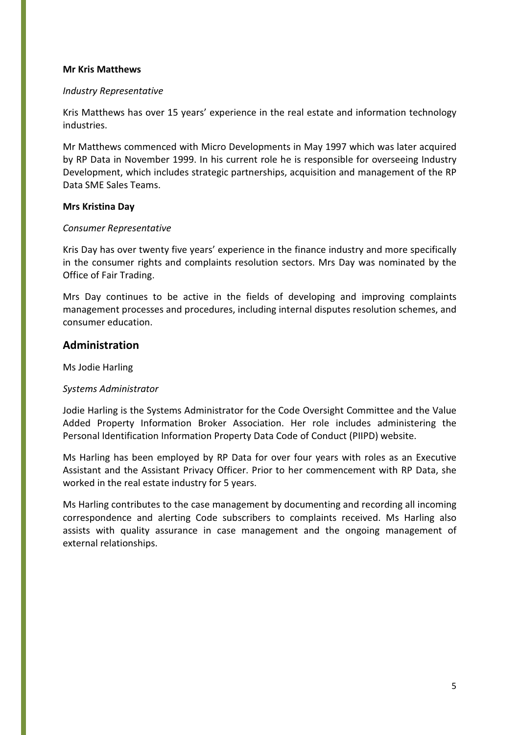**Mr Kris Matthews**

*Industry Representative*

Kris Matthews has over 15 years' experience in the real estate and information technology industries.

Mr Matthews commenced with Micro Developments in May 1997 which was later acquired by RP Data in November 1999. In his current role he is responsible for overseeing Industry Development, which includes strategic partnerships, acquisition and management of the RP Data SME Sales Teams.

**Mrs Kristina Day**

*Consumer Representative*

Kris Day has over twenty five years' experience in the finance industry and more specifically in the consumer rights and complaints resolution sectors. Mrs Day was nominated by the Office of Fair Trading.

Mrs Day continues to be active in the fields of developing and improving complaints management processes and procedures, including internal disputes resolution schemes, and consumer education.

## Administration

Ms Jodie Harling

*Systems Administrator*

Jodie Harling is the Systems Administrator for the Code Oversight Committee and the Value Added Property Information Broker Association. Her role includes administering the Personal Identification Information Property Data Code of Conduct (PIIPD) website.

Ms Harling has been employed by RP Data for over four years with roles as an Executive Assistant and the Assistant Privacy Officer. Prior to her commencement with RP Data, she worked in the real estate industry for 5 years.

Ms Harling contributes to the case management by documenting and recording all incoming correspondence and alerting Code subscribers to complaints received. Ms Harling also assists with quality assurance in case management and the ongoing management of external relationships.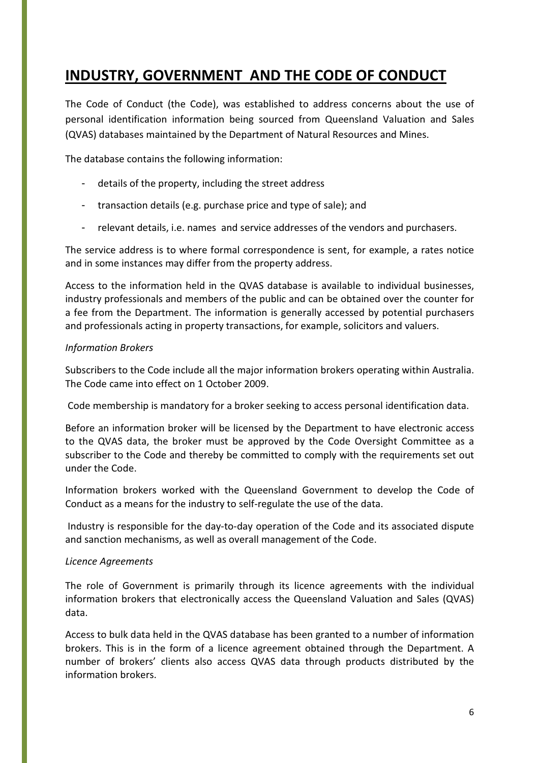# INDUSTRY, GOVERNMENT AND THE CODE OF CONDUCT

The Code of Conduct (the Code), was established to address concerns about the use of personal identification information being sourced from Queensland Valuation and Sales (QVAS) databases maintained by the Department of Natural Resources and Mines.

The database contains the following information:

- details of the property, including the street address
- transaction details (e.g. purchase price and type of sale); and
- relevant details, i.e. names and service addresses of the vendors and purchasers.

The service address is to where formal correspondence is sent, for example, a rates notice and in some instances may differ from the property address.

Access to the information held in the QVAS database is available to individual businesses, industry professionals and members of the public and can be obtained over the counter for a fee from the Department. The information is generally accessed by potential purchasers and professionals acting in property transactions, for example, solicitors and valuers.

*Information Brokers*

Subscribers to the Code include all the major information brokers operating within Australia. The Code came into effect on 1 October 2009.

Code membership is mandatory for a broker seeking to access personal identification data.

Before an information broker will be licensed by the Department to have electronic access to the QVAS data, the broker must be approved by the Code Oversight Committee as a subscriber to the Code and thereby be committed to comply with the requirements set out under the Code.

Information brokers worked with the Queensland Government to develop the Code of Conduct as a means for the industry to self-regulate the use of the data.

Industry is responsible for the day-to-day operation of the Code and its associated dispute and sanction mechanisms, as well as overall management of the Code.

*Licence Agreements*

The role of Government is primarily through its licence agreements with the individual information brokers that electronically access the Queensland Valuation and Sales (QVAS) data.

Access to bulk data held in the QVAS database has been granted to a number of information brokers. This is in the form of a licence agreement obtained through the Department. A number of brokers' clients also access QVAS data through products distributed by the information brokers.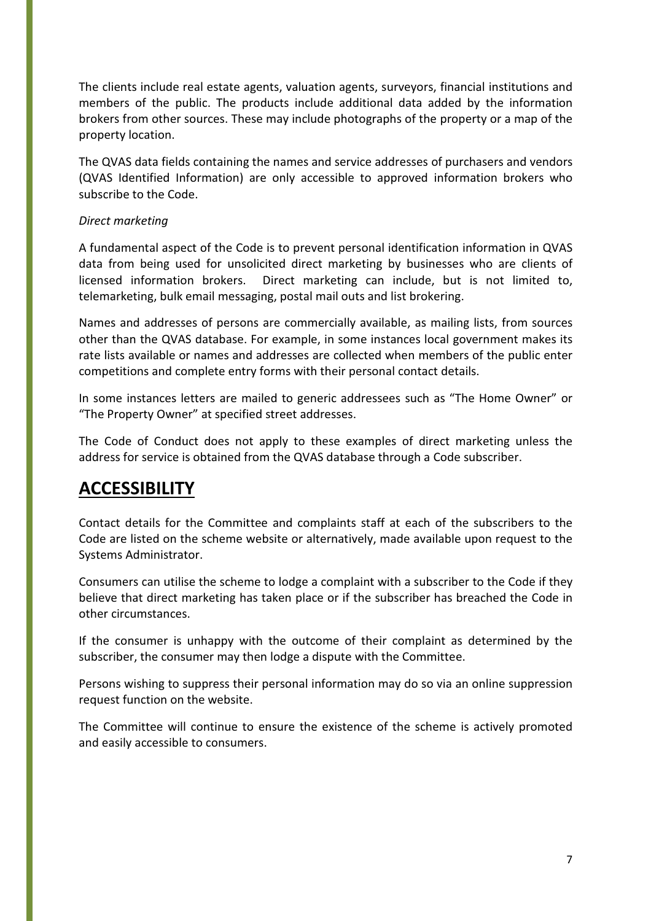The clients include real estate agents, valuation agents, surveyors, financial institutions and members of the public. The products include additional data added by the information brokers from other sources. These may include photographs of the property or a map of the property location.

The QVAS data fields containing the names and service addresses of purchasers and vendors (QVAS Identified Information) are only accessible to approved information brokers who subscribe to the Code.

*Direct marketing*

A fundamental aspect of the Code is to prevent personal identification information in QVAS data from being used for unsolicited direct marketing by businesses who are clients of licensed information brokers. Direct marketing can include, but is not limited to, telemarketing, bulk email messaging, postal mail outs and list brokering.

Names and addresses of persons are commercially available, as mailing lists, from sources other than the QVAS database. For example, in some instances local government makes its rate lists available or names and addresses are collected when members of the public enter competitions and complete entry forms with their personal contact details.

In some instances letters are mailed to generic addressees such as "The Home Owner" or "The Property Owner" at specified street addresses.

The Code of Conduct does not apply to these examples of direct marketing unless the address for service is obtained from the QVAS database through a Code subscriber.

## ACCESSIBILITY

Contact details for the Committee and complaints staff at each of the subscribers to the Code are listed on the scheme website or alternatively, made available upon request to the Systems Administrator.

Consumers can utilise the scheme to lodge a complaint with a subscriber to the Code if they believe that direct marketing has taken place or if the subscriber has breached the Code in other circumstances.

If the consumer is unhappy with the outcome of their complaint as determined by the subscriber, the consumer may then lodge a dispute with the Committee.

Persons wishing to suppress their personal information may do so via an online suppression request function on the website.

The Committee will continue to ensure the existence of the scheme is actively promoted and easily accessible to consumers.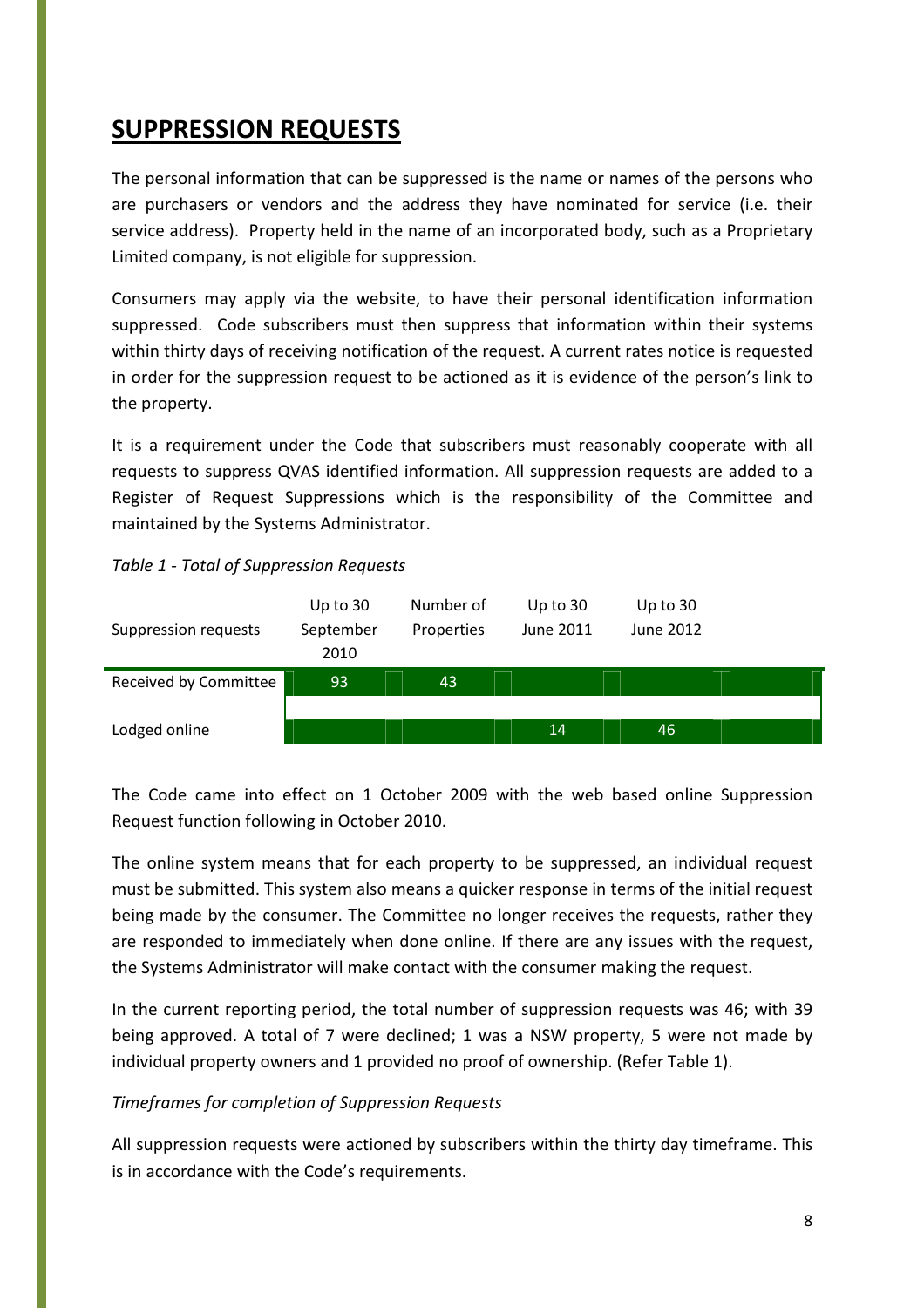## SUPPRESSION REQUESTS

The personal information that can be suppressed is the name or names of the persons who are purchasers or vendors and the address they have nominated for service (i.e. their service address). Property held in the name of an incorporated body, such as a Proprietary Limited company, is not eligible for suppression.

Consumers may apply via the website, to have their personal identification information suppressed. Code subscribers must then suppress that information within their systems within thirty days of receiving notification of the request. A current rates notice is requested in order for the suppression request to be actioned as it is evidence of the person's link to the property.

It is a requirement under the Code that subscribers must reasonably cooperate with all requests to suppress QVAS identified information. All suppression requests are added to a Register of Request Suppressions which is the responsibility of the Committee and maintained by the Systems Administrator.

*Table 1 - Total of Suppression Requests*

| Suppression requests | Up to 30 September 2010 | Number of Properties | Up to 30 June 2011 | Up to 30 June 2012 |
|---|---|---|---|---|
| Received by Committee | 93 | 43 | | |
| Lodged online | | | 14 | 46 |

The Code came into effect on 1 October 2009 with the web based online Suppression Request function following in October 2010.

The online system means that for each property to be suppressed, an individual request must be submitted. This system also means a quicker response in terms of the initial request being made by the consumer. The Committee no longer receives the requests, rather they are responded to immediately when done online. If there are any issues with the request, the Systems Administrator will make contact with the consumer making the request.

In the current reporting period, the total number of suppression requests was 46; with 39 being approved. A total of 7 were declined; 1 was a NSW property, 5 were not made by individual property owners and 1 provided no proof of ownership. (Refer Table 1).

*Timeframes for completion of Suppression Requests*

All suppression requests were actioned by subscribers within the thirty day timeframe. This is in accordance with the Code's requirements.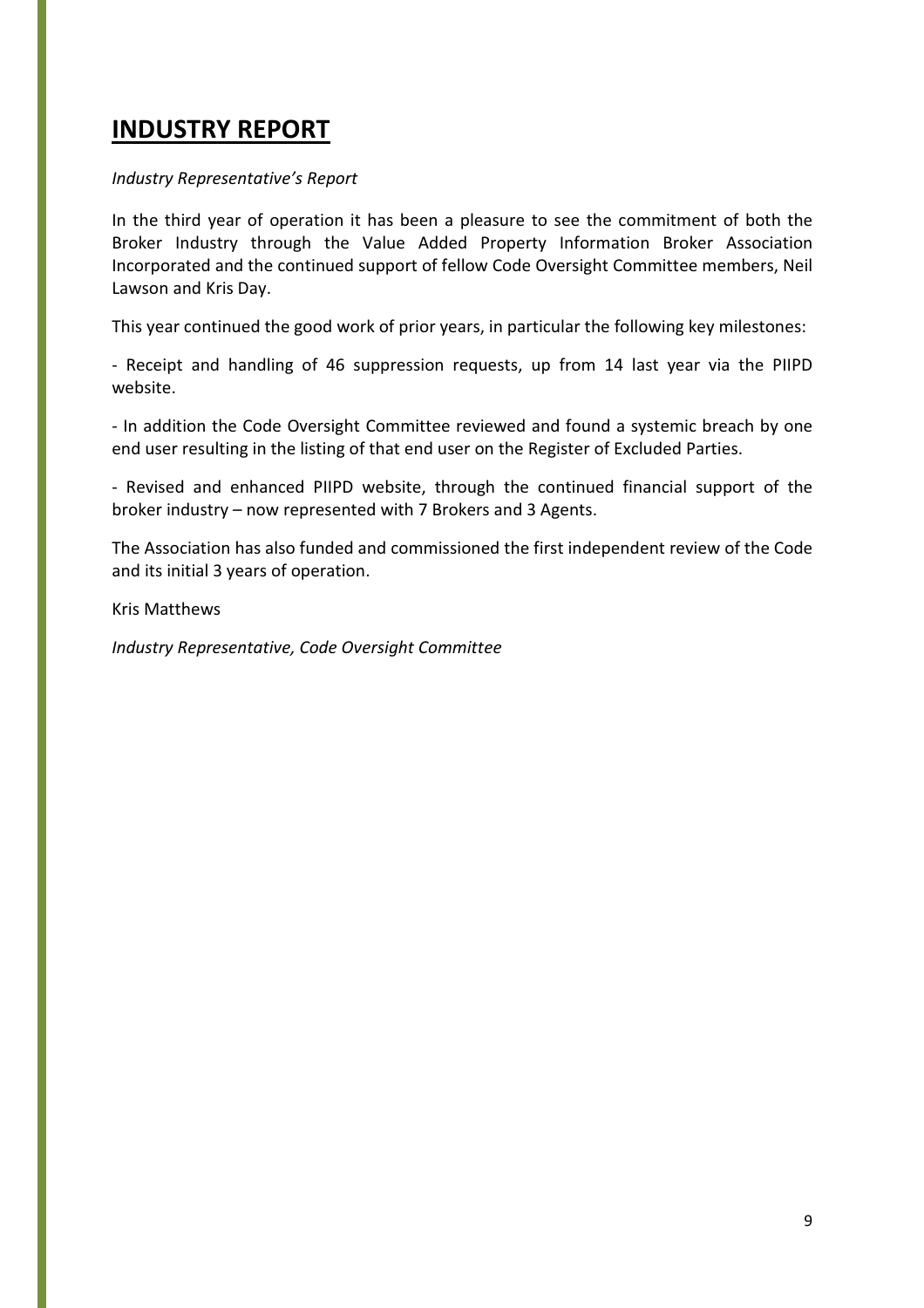# INDUSTRY REPORT

*Industry Representative's Report*

In the third year of operation it has been a pleasure to see the commitment of both the Broker Industry through the Value Added Property Information Broker Association Incorporated and the continued support of fellow Code Oversight Committee members, Neil Lawson and Kris Day.

This year continued the good work of prior years, in particular the following key milestones:

- Receipt and handling of 46 suppression requests, up from 14 last year via the PIIPD website.

- In addition the Code Oversight Committee reviewed and found a systemic breach by one end user resulting in the listing of that end user on the Register of Excluded Parties.

- Revised and enhanced PIIPD website, through the continued financial support of the broker industry – now represented with 7 Brokers and 3 Agents.

The Association has also funded and commissioned the first independent review of the Code and its initial 3 years of operation.

Kris Matthews

*Industry Representative, Code Oversight Committee*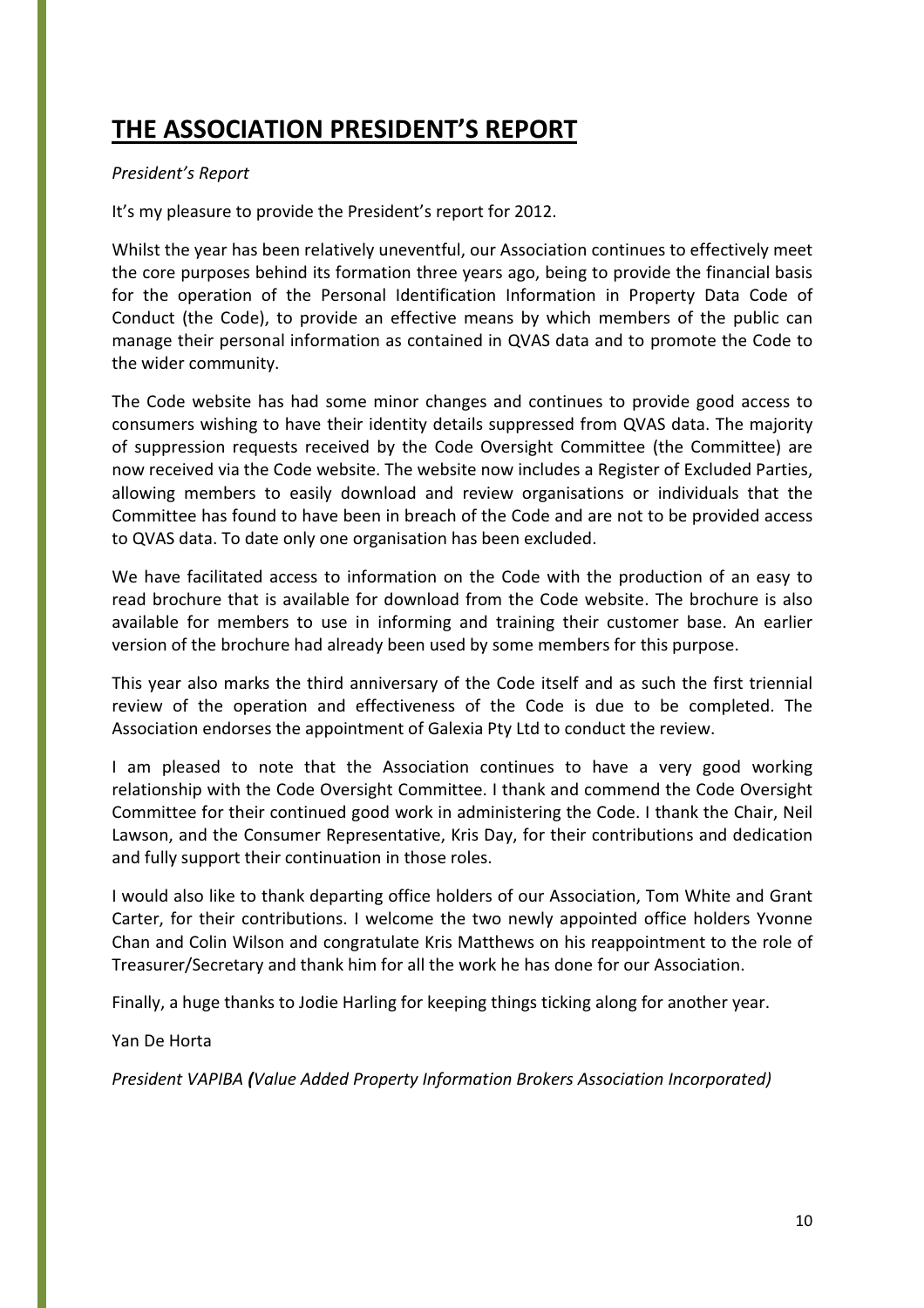# THE ASSOCIATION PRESIDENT'S REPORT

*President's Report*

It's my pleasure to provide the President's report for 2012.

Whilst the year has been relatively uneventful, our Association continues to effectively meet the core purposes behind its formation three years ago, being to provide the financial basis for the operation of the Personal Identification Information in Property Data Code of Conduct (the Code), to provide an effective means by which members of the public can manage their personal information as contained in QVAS data and to promote the Code to the wider community.

The Code website has had some minor changes and continues to provide good access to consumers wishing to have their identity details suppressed from QVAS data. The majority of suppression requests received by the Code Oversight Committee (the Committee) are now received via the Code website. The website now includes a Register of Excluded Parties, allowing members to easily download and review organisations or individuals that the Committee has found to have been in breach of the Code and are not to be provided access to QVAS data. To date only one organisation has been excluded.

We have facilitated access to information on the Code with the production of an easy to read brochure that is available for download from the Code website. The brochure is also available for members to use in informing and training their customer base. An earlier version of the brochure had already been used by some members for this purpose.

This year also marks the third anniversary of the Code itself and as such the first triennial review of the operation and effectiveness of the Code is due to be completed. The Association endorses the appointment of Galexia Pty Ltd to conduct the review.

I am pleased to note that the Association continues to have a very good working relationship with the Code Oversight Committee. I thank and commend the Code Oversight Committee for their continued good work in administering the Code. I thank the Chair, Neil Lawson, and the Consumer Representative, Kris Day, for their contributions and dedication and fully support their continuation in those roles.

I would also like to thank departing office holders of our Association, Tom White and Grant Carter, for their contributions. I welcome the two newly appointed office holders Yvonne Chan and Colin Wilson and congratulate Kris Matthews on his reappointment to the role of Treasurer/Secretary and thank him for all the work he has done for our Association.

Finally, a huge thanks to Jodie Harling for keeping things ticking along for another year.

Yan De Horta

*President VAPIBA (Value Added Property Information Brokers Association Incorporated)*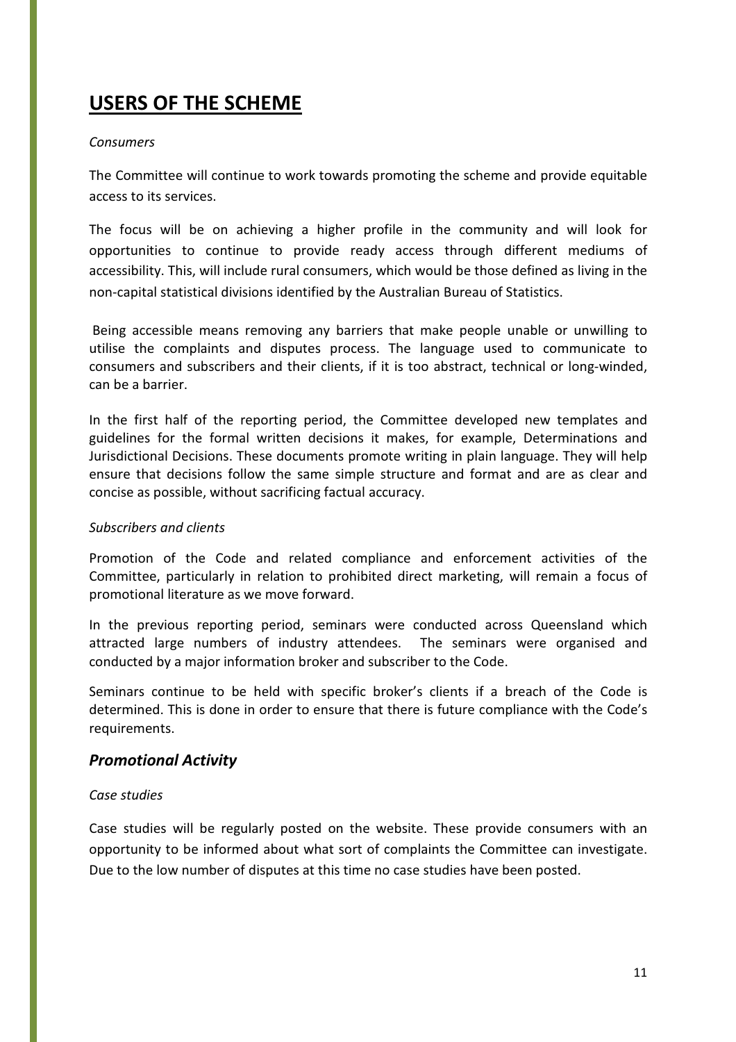## USERS OF THE SCHEME

*Consumers*

The Committee will continue to work towards promoting the scheme and provide equitable access to its services.

The focus will be on achieving a higher profile in the community and will look for opportunities to continue to provide ready access through different mediums of accessibility. This, will include rural consumers, which would be those defined as living in the non-capital statistical divisions identified by the Australian Bureau of Statistics.

Being accessible means removing any barriers that make people unable or unwilling to utilise the complaints and disputes process. The language used to communicate to consumers and subscribers and their clients, if it is too abstract, technical or long-winded, can be a barrier.

In the first half of the reporting period, the Committee developed new templates and guidelines for the formal written decisions it makes, for example, Determinations and Jurisdictional Decisions. These documents promote writing in plain language. They will help ensure that decisions follow the same simple structure and format and are as clear and concise as possible, without sacrificing factual accuracy.

*Subscribers and clients*

Promotion of the Code and related compliance and enforcement activities of the Committee, particularly in relation to prohibited direct marketing, will remain a focus of promotional literature as we move forward.

In the previous reporting period, seminars were conducted across Queensland which attracted large numbers of industry attendees. The seminars were organised and conducted by a major information broker and subscriber to the Code.

Seminars continue to be held with specific broker's clients if a breach of the Code is determined. This is done in order to ensure that there is future compliance with the Code's requirements.

### *Promotional Activity*

*Case studies*

Case studies will be regularly posted on the website. These provide consumers with an opportunity to be informed about what sort of complaints the Committee can investigate. Due to the low number of disputes at this time no case studies have been posted.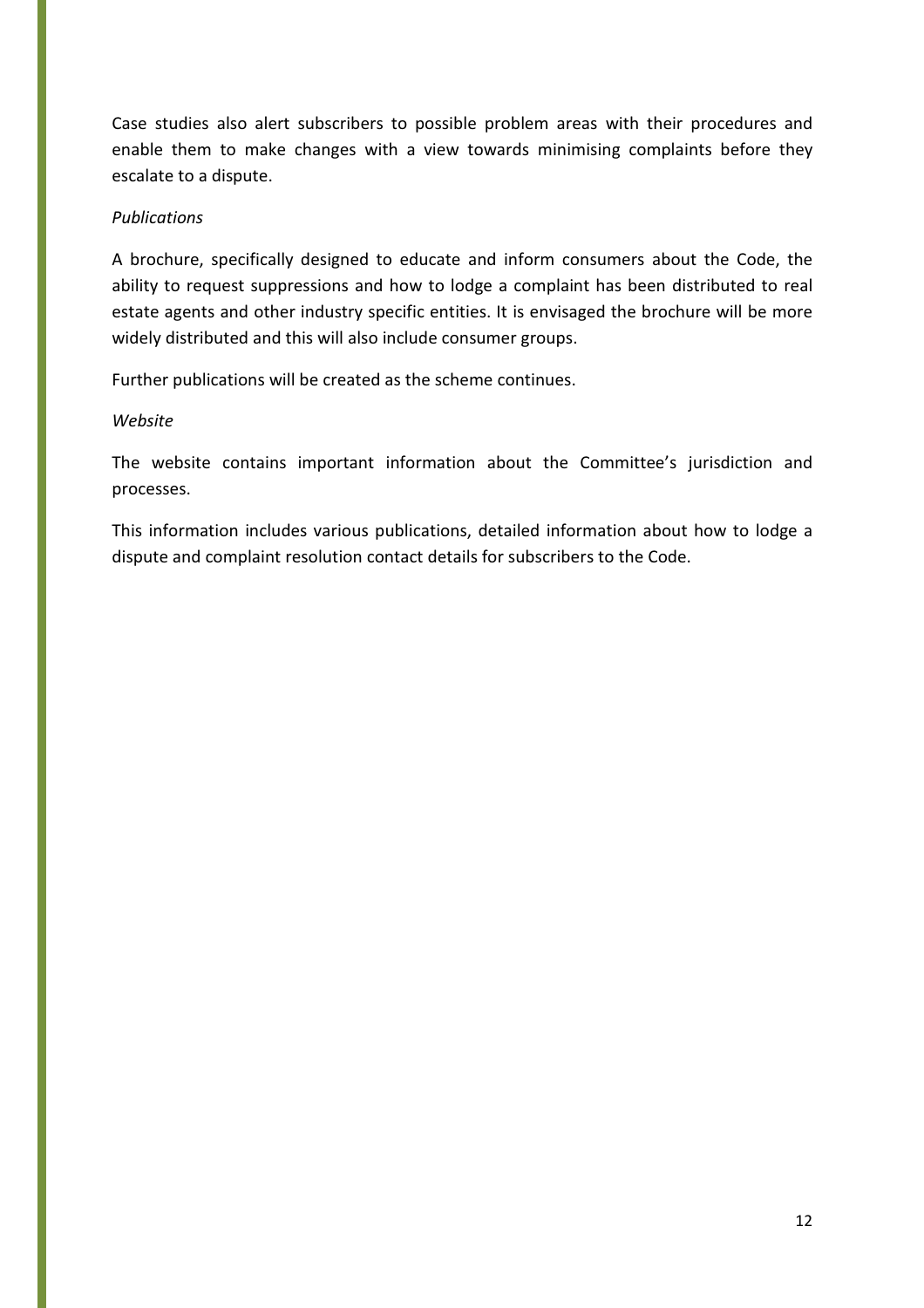Case studies also alert subscribers to possible problem areas with their procedures and enable them to make changes with a view towards minimising complaints before they escalate to a dispute.

*Publications*

A brochure, specifically designed to educate and inform consumers about the Code, the ability to request suppressions and how to lodge a complaint has been distributed to real estate agents and other industry specific entities. It is envisaged the brochure will be more widely distributed and this will also include consumer groups.

Further publications will be created as the scheme continues.

*Website*

The website contains important information about the Committee's jurisdiction and processes.

This information includes various publications, detailed information about how to lodge a dispute and complaint resolution contact details for subscribers to the Code.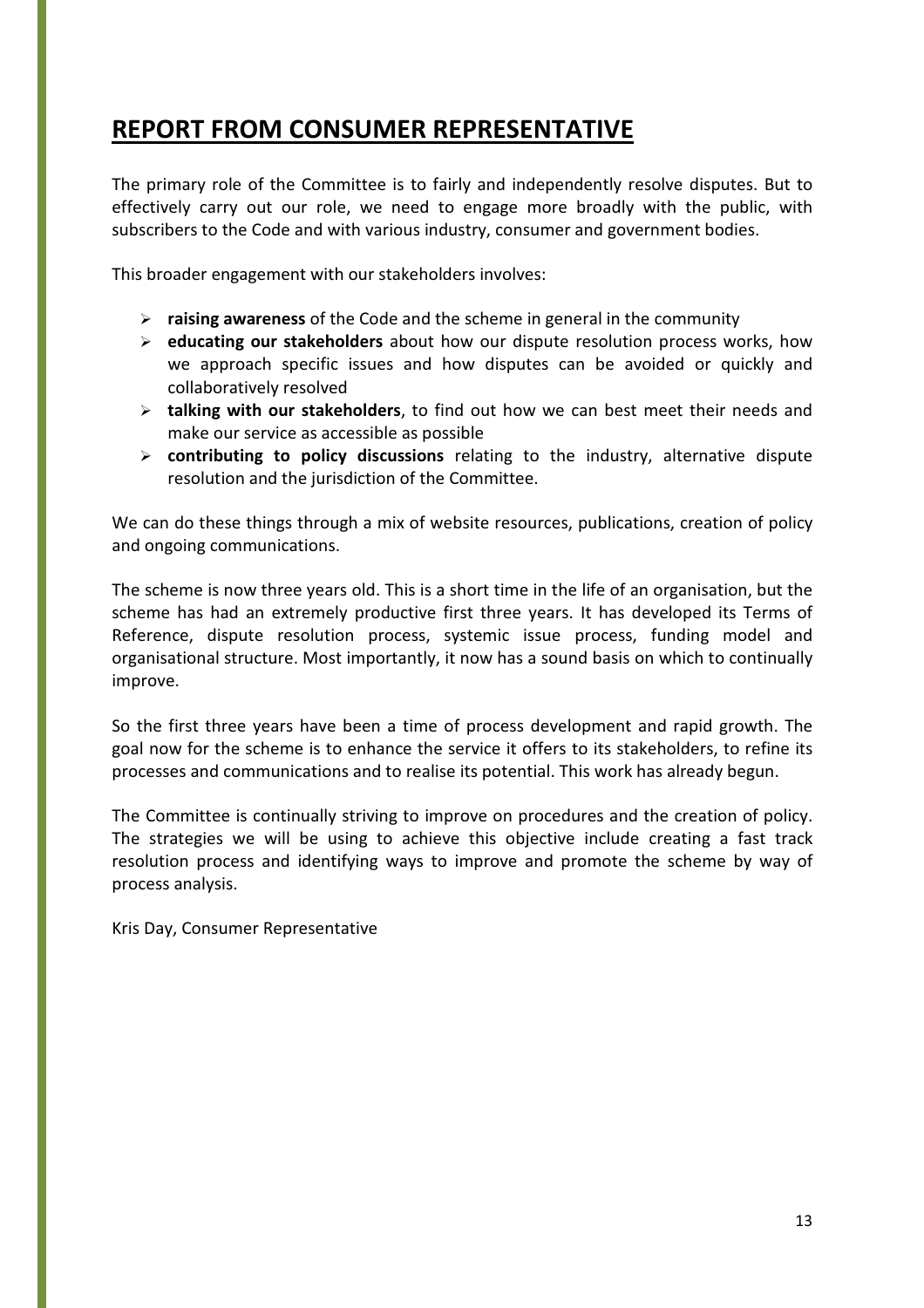# REPORT FROM CONSUMER REPRESENTATIVE

The primary role of the Committee is to fairly and independently resolve disputes. But to effectively carry out our role, we need to engage more broadly with the public, with subscribers to the Code and with various industry, consumer and government bodies.

This broader engagement with our stakeholders involves:

- **raising awareness** of the Code and the scheme in general in the community
- **educating our stakeholders** about how our dispute resolution process works, how we approach specific issues and how disputes can be avoided or quickly and collaboratively resolved
- **talking with our stakeholders**, to find out how we can best meet their needs and make our service as accessible as possible
- **contributing to policy discussions** relating to the industry, alternative dispute resolution and the jurisdiction of the Committee.

We can do these things through a mix of website resources, publications, creation of policy and ongoing communications.

The scheme is now three years old. This is a short time in the life of an organisation, but the scheme has had an extremely productive first three years. It has developed its Terms of Reference, dispute resolution process, systemic issue process, funding model and organisational structure. Most importantly, it now has a sound basis on which to continually improve.

So the first three years have been a time of process development and rapid growth. The goal now for the scheme is to enhance the service it offers to its stakeholders, to refine its processes and communications and to realise its potential. This work has already begun.

The Committee is continually striving to improve on procedures and the creation of policy. The strategies we will be using to achieve this objective include creating a fast track resolution process and identifying ways to improve and promote the scheme by way of process analysis.

Kris Day, Consumer Representative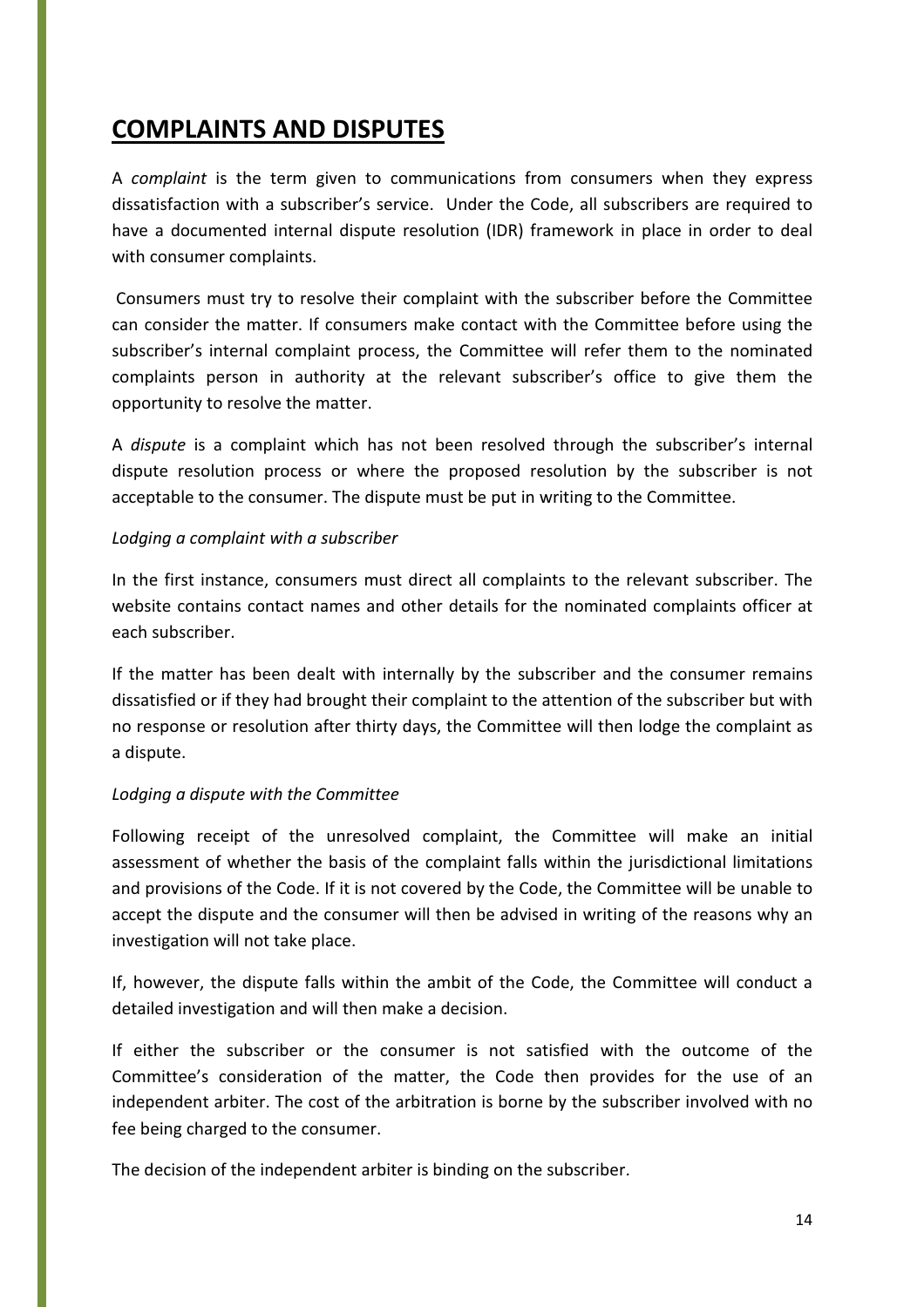# COMPLAINTS AND DISPUTES

A *complaint* is the term given to communications from consumers when they express dissatisfaction with a subscriber's service. Under the Code, all subscribers are required to have a documented internal dispute resolution (IDR) framework in place in order to deal with consumer complaints.

Consumers must try to resolve their complaint with the subscriber before the Committee can consider the matter. If consumers make contact with the Committee before using the subscriber's internal complaint process, the Committee will refer them to the nominated complaints person in authority at the relevant subscriber's office to give them the opportunity to resolve the matter.

A *dispute* is a complaint which has not been resolved through the subscriber's internal dispute resolution process or where the proposed resolution by the subscriber is not acceptable to the consumer. The dispute must be put in writing to the Committee.

*Lodging a complaint with a subscriber*

In the first instance, consumers must direct all complaints to the relevant subscriber. The website contains contact names and other details for the nominated complaints officer at each subscriber.

If the matter has been dealt with internally by the subscriber and the consumer remains dissatisfied or if they had brought their complaint to the attention of the subscriber but with no response or resolution after thirty days, the Committee will then lodge the complaint as a dispute.

*Lodging a dispute with the Committee*

Following receipt of the unresolved complaint, the Committee will make an initial assessment of whether the basis of the complaint falls within the jurisdictional limitations and provisions of the Code. If it is not covered by the Code, the Committee will be unable to accept the dispute and the consumer will then be advised in writing of the reasons why an investigation will not take place.

If, however, the dispute falls within the ambit of the Code, the Committee will conduct a detailed investigation and will then make a decision.

If either the subscriber or the consumer is not satisfied with the outcome of the Committee's consideration of the matter, the Code then provides for the use of an independent arbiter. The cost of the arbitration is borne by the subscriber involved with no fee being charged to the consumer.

The decision of the independent arbiter is binding on the subscriber.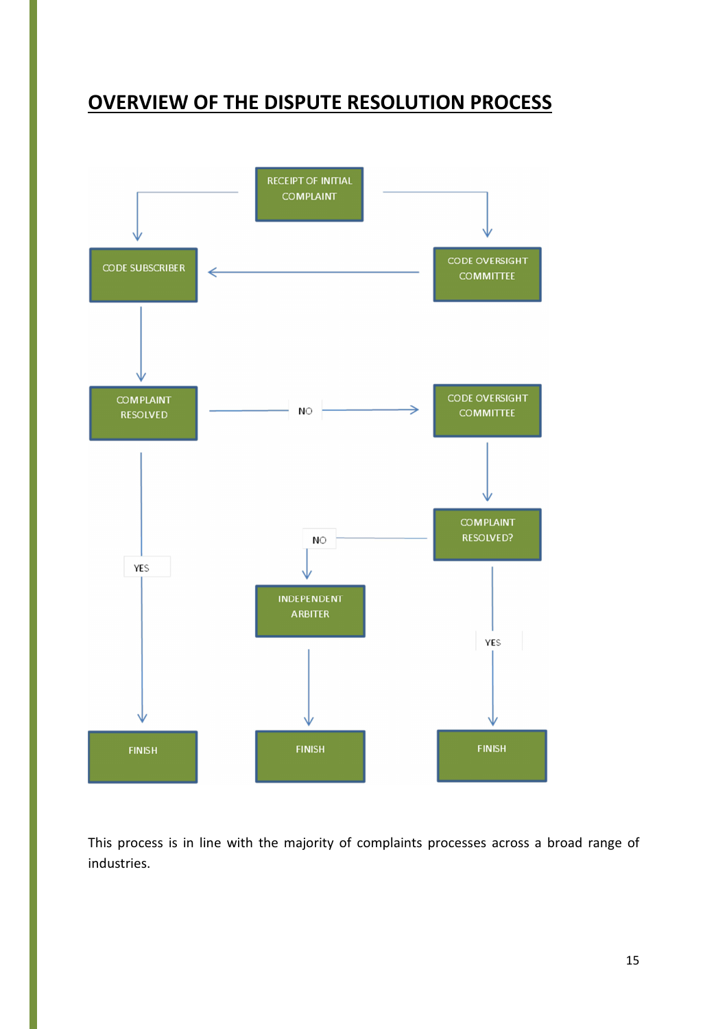## OVERVIEW OF THE DISPUTE RESOLUTION PROCESS

RECEIPT OF INITIAL COMPLAINT

CODE SUBSCRIBER

CODE OVERSIGHT COMMITTEE

COMPLAINT RESOLVED

NO

CODE OVERSIGHT COMMITTEE

COMPLAINT RESOLVED?

NO

YES

INDEPENDENT ARBITER

YES

FINISH

FINISH

FINISH

This process is in line with the majority of complaints processes across a broad range of industries.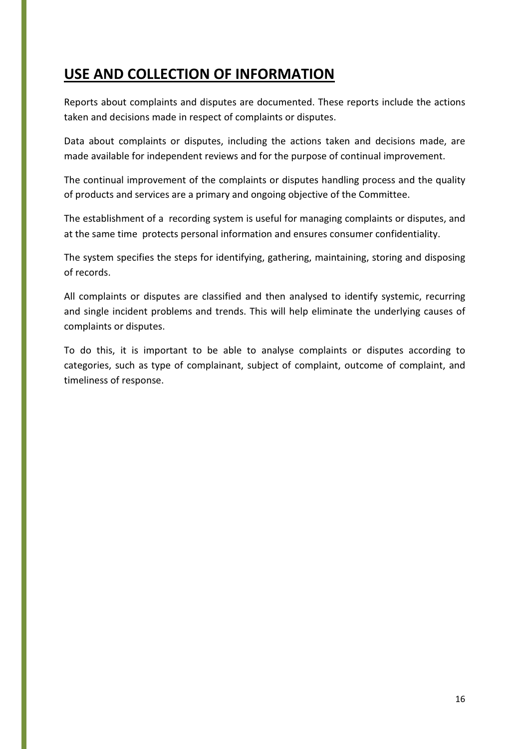## USE AND COLLECTION OF INFORMATION

Reports about complaints and disputes are documented. These reports include the actions taken and decisions made in respect of complaints or disputes.

Data about complaints or disputes, including the actions taken and decisions made, are made available for independent reviews and for the purpose of continual improvement.

The continual improvement of the complaints or disputes handling process and the quality of products and services are a primary and ongoing objective of the Committee.

The establishment of a recording system is useful for managing complaints or disputes, and at the same time protects personal information and ensures consumer confidentiality.

The system specifies the steps for identifying, gathering, maintaining, storing and disposing of records.

All complaints or disputes are classified and then analysed to identify systemic, recurring and single incident problems and trends. This will help eliminate the underlying causes of complaints or disputes.

To do this, it is important to be able to analyse complaints or disputes according to categories, such as type of complainant, subject of complaint, outcome of complaint, and timeliness of response.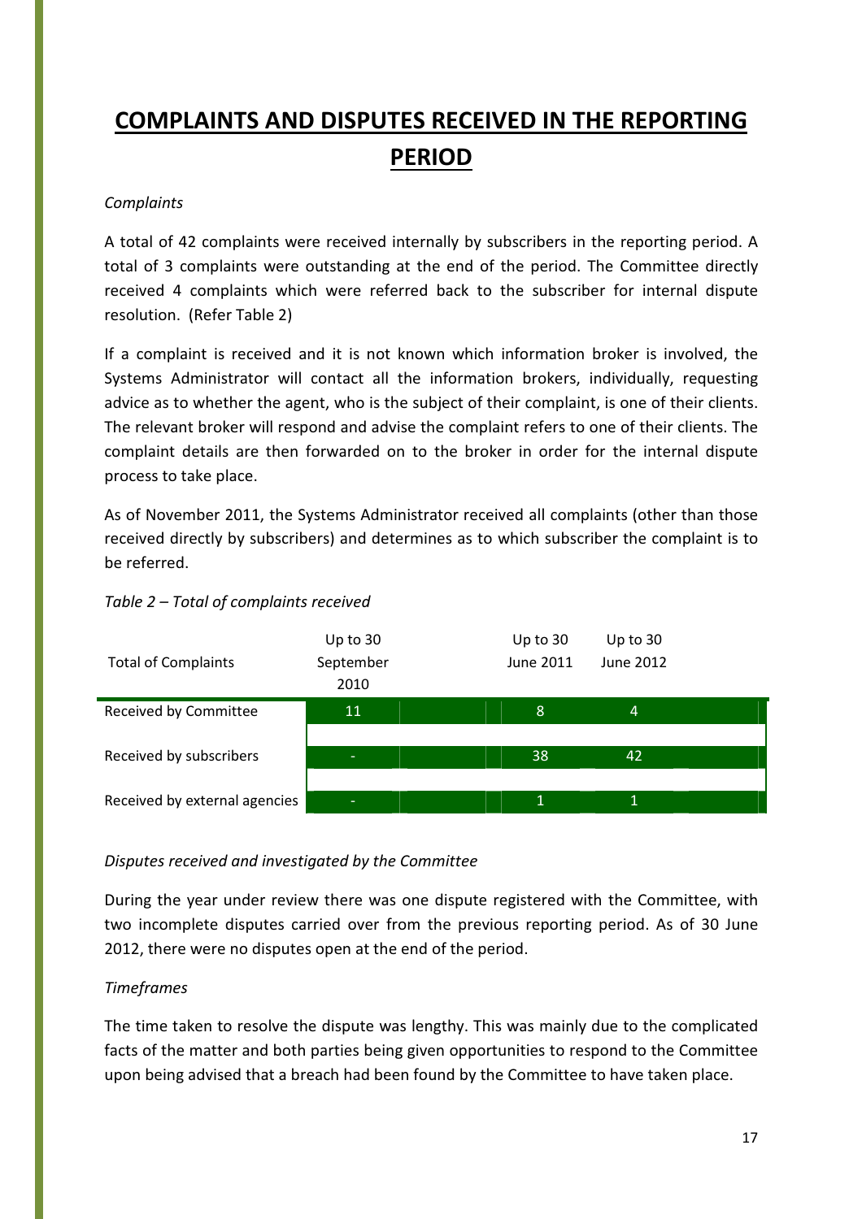# COMPLAINTS AND DISPUTES RECEIVED IN THE REPORTING PERIOD

*Complaints*

A total of 42 complaints were received internally by subscribers in the reporting period. A total of 3 complaints were outstanding at the end of the period. The Committee directly received 4 complaints which were referred back to the subscriber for internal dispute resolution. (Refer Table 2)

If a complaint is received and it is not known which information broker is involved, the Systems Administrator will contact all the information brokers, individually, requesting advice as to whether the agent, who is the subject of their complaint, is one of their clients. The relevant broker will respond and advise the complaint refers to one of their clients. The complaint details are then forwarded on to the broker in order for the internal dispute process to take place.

As of November 2011, the Systems Administrator received all complaints (other than those received directly by subscribers) and determines as to which subscriber the complaint is to be referred.

*Table 2 – Total of complaints received*

| Total of Complaints | Up to 30 September 2010 | Up to 30 June 2011 | Up to 30 June 2012 |
|---|---|---|---|
| Received by Committee | 11 | 8 | 4 |
| Received by subscribers | - | 38 | 42 |
| Received by external agencies | - | 1 | 1 |

*Disputes received and investigated by the Committee*

During the year under review there was one dispute registered with the Committee, with two incomplete disputes carried over from the previous reporting period. As of 30 June 2012, there were no disputes open at the end of the period.

*Timeframes*

The time taken to resolve the dispute was lengthy. This was mainly due to the complicated facts of the matter and both parties being given opportunities to respond to the Committee upon being advised that a breach had been found by the Committee to have taken place.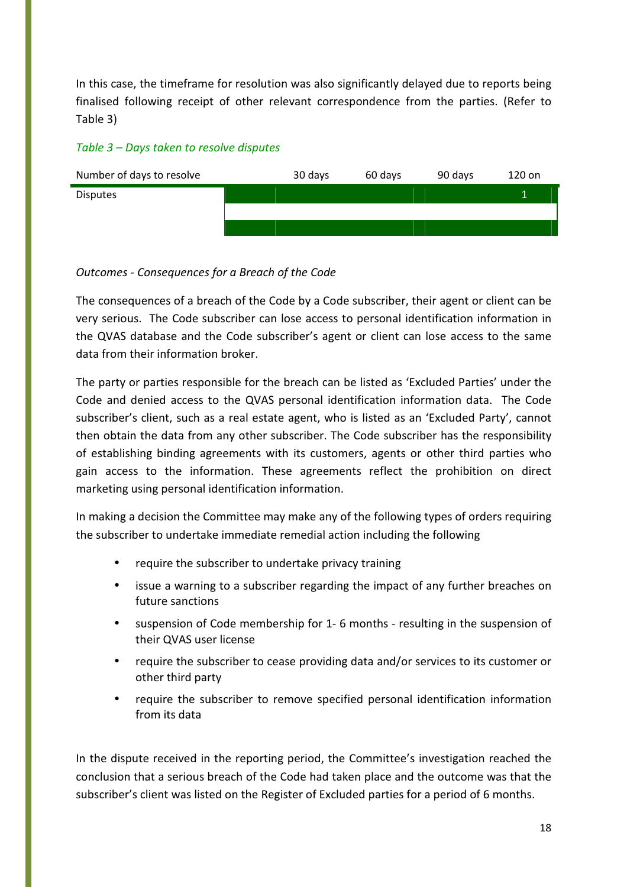In this case, the timeframe for resolution was also significantly delayed due to reports being finalised following receipt of other relevant correspondence from the parties. (Refer to Table 3)

*Table 3 – Days taken to resolve disputes*

| Number of days to resolve | 30 days | 60 days | 90 days | 120 on |
|---|---|---|---|---|
| Disputes | | | | 1 |

*Outcomes - Consequences for a Breach of the Code*

The consequences of a breach of the Code by a Code subscriber, their agent or client can be very serious. The Code subscriber can lose access to personal identification information in the QVAS database and the Code subscriber's agent or client can lose access to the same data from their information broker.

The party or parties responsible for the breach can be listed as 'Excluded Parties' under the Code and denied access to the QVAS personal identification information data. The Code subscriber's client, such as a real estate agent, who is listed as an 'Excluded Party', cannot then obtain the data from any other subscriber. The Code subscriber has the responsibility of establishing binding agreements with its customers, agents or other third parties who gain access to the information. These agreements reflect the prohibition on direct marketing using personal identification information.

In making a decision the Committee may make any of the following types of orders requiring the subscriber to undertake immediate remedial action including the following

- require the subscriber to undertake privacy training
- issue a warning to a subscriber regarding the impact of any further breaches on future sanctions
- suspension of Code membership for 1- 6 months - resulting in the suspension of their QVAS user license
- require the subscriber to cease providing data and/or services to its customer or other third party
- require the subscriber to remove specified personal identification information from its data

In the dispute received in the reporting period, the Committee's investigation reached the conclusion that a serious breach of the Code had taken place and the outcome was that the subscriber's client was listed on the Register of Excluded parties for a period of 6 months.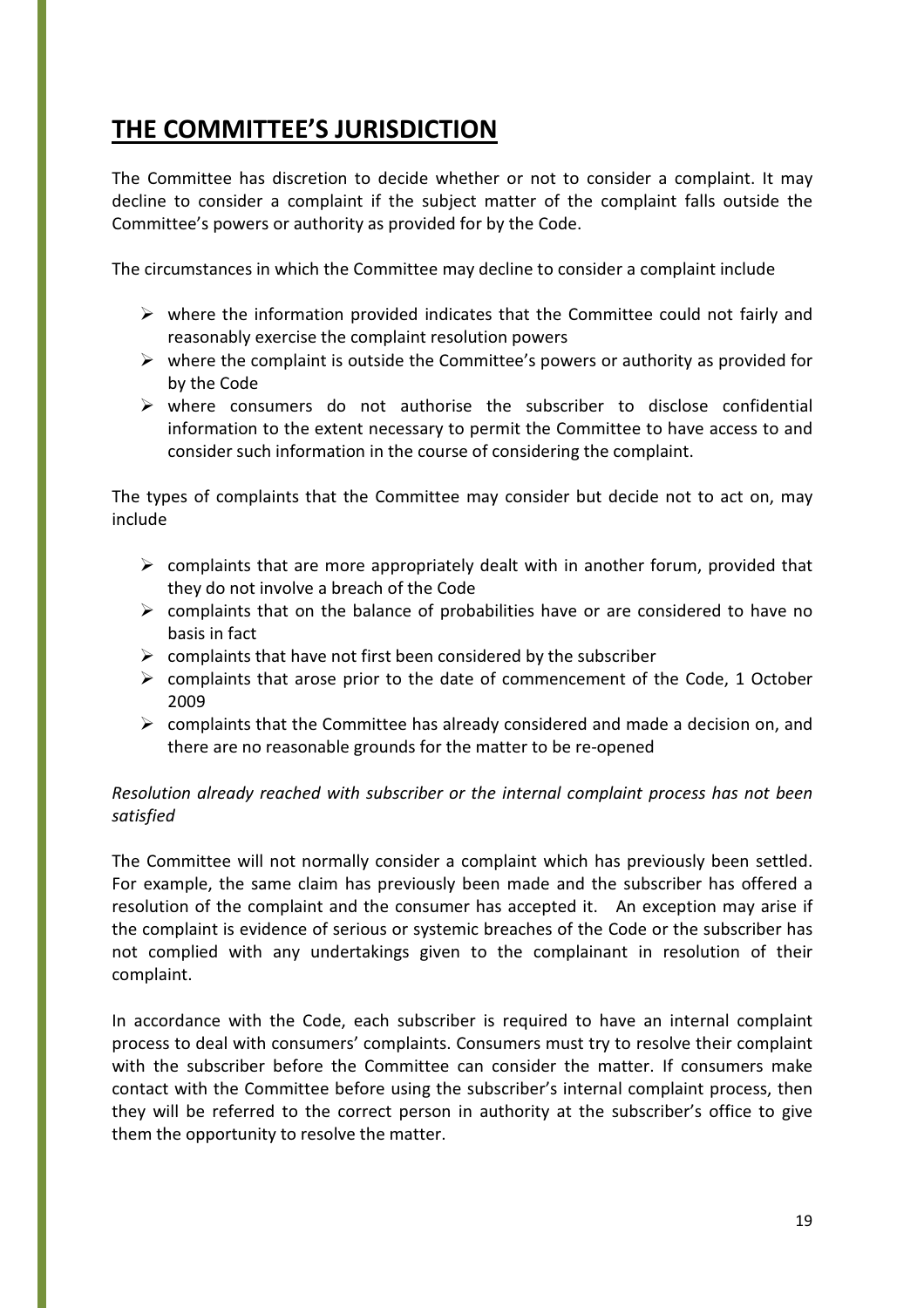# THE COMMITTEE'S JURISDICTION

The Committee has discretion to decide whether or not to consider a complaint. It may decline to consider a complaint if the subject matter of the complaint falls outside the Committee's powers or authority as provided for by the Code.

The circumstances in which the Committee may decline to consider a complaint include

- where the information provided indicates that the Committee could not fairly and reasonably exercise the complaint resolution powers
- where the complaint is outside the Committee's powers or authority as provided for by the Code
- where consumers do not authorise the subscriber to disclose confidential information to the extent necessary to permit the Committee to have access to and consider such information in the course of considering the complaint.

The types of complaints that the Committee may consider but decide not to act on, may include

- complaints that are more appropriately dealt with in another forum, provided that they do not involve a breach of the Code
- complaints that on the balance of probabilities have or are considered to have no basis in fact
- complaints that have not first been considered by the subscriber
- complaints that arose prior to the date of commencement of the Code, 1 October 2009
- complaints that the Committee has already considered and made a decision on, and there are no reasonable grounds for the matter to be re-opened

*Resolution already reached with subscriber or the internal complaint process has not been satisfied*

The Committee will not normally consider a complaint which has previously been settled. For example, the same claim has previously been made and the subscriber has offered a resolution of the complaint and the consumer has accepted it. An exception may arise if the complaint is evidence of serious or systemic breaches of the Code or the subscriber has not complied with any undertakings given to the complainant in resolution of their complaint.

In accordance with the Code, each subscriber is required to have an internal complaint process to deal with consumers' complaints. Consumers must try to resolve their complaint with the subscriber before the Committee can consider the matter. If consumers make contact with the Committee before using the subscriber's internal complaint process, then they will be referred to the correct person in authority at the subscriber's office to give them the opportunity to resolve the matter.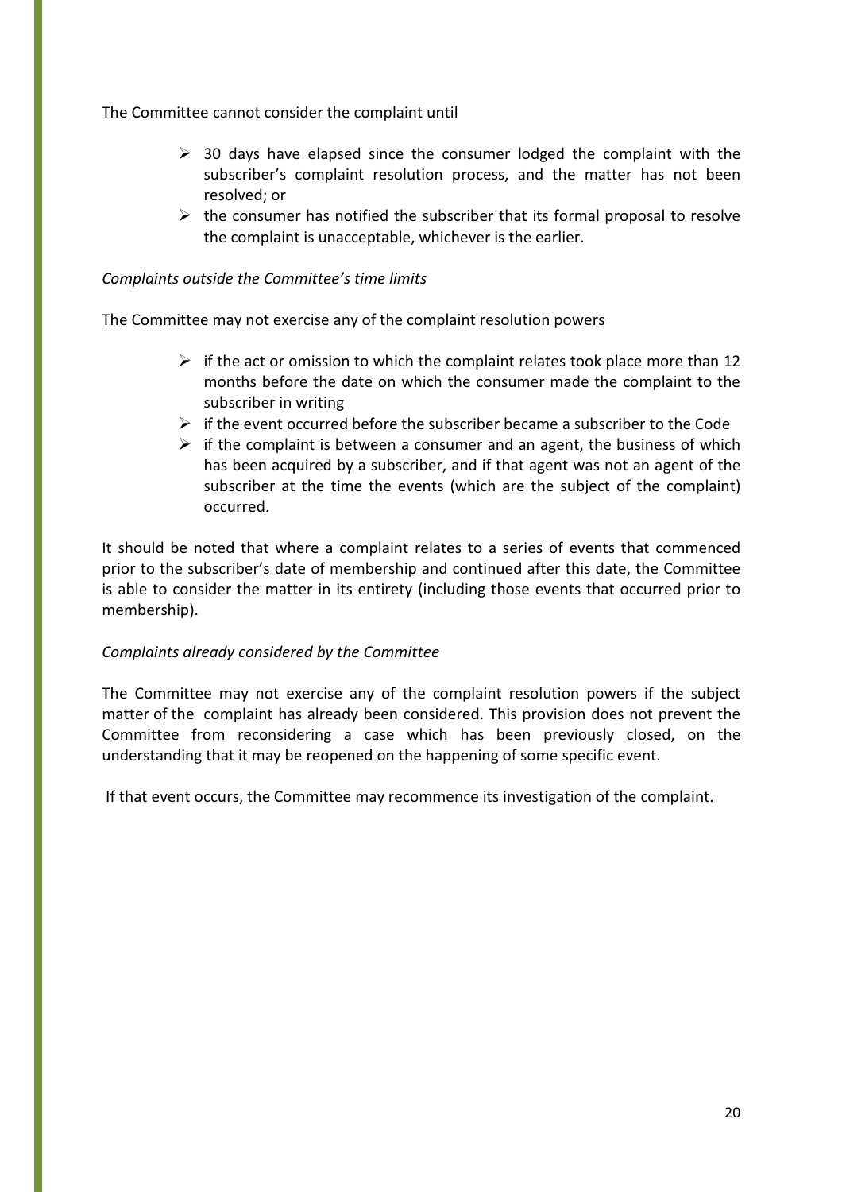The Committee cannot consider the complaint until

- 30 days have elapsed since the consumer lodged the complaint with the subscriber's complaint resolution process, and the matter has not been resolved; or
- the consumer has notified the subscriber that its formal proposal to resolve the complaint is unacceptable, whichever is the earlier.

*Complaints outside the Committee's time limits*

The Committee may not exercise any of the complaint resolution powers

- if the act or omission to which the complaint relates took place more than 12 months before the date on which the consumer made the complaint to the subscriber in writing
- if the event occurred before the subscriber became a subscriber to the Code
- if the complaint is between a consumer and an agent, the business of which has been acquired by a subscriber, and if that agent was not an agent of the subscriber at the time the events (which are the subject of the complaint) occurred.

It should be noted that where a complaint relates to a series of events that commenced prior to the subscriber's date of membership and continued after this date, the Committee is able to consider the matter in its entirety (including those events that occurred prior to membership).

*Complaints already considered by the Committee*

The Committee may not exercise any of the complaint resolution powers if the subject matter of the complaint has already been considered. This provision does not prevent the Committee from reconsidering a case which has been previously closed, on the understanding that it may be reopened on the happening of some specific event.

If that event occurs, the Committee may recommence its investigation of the complaint.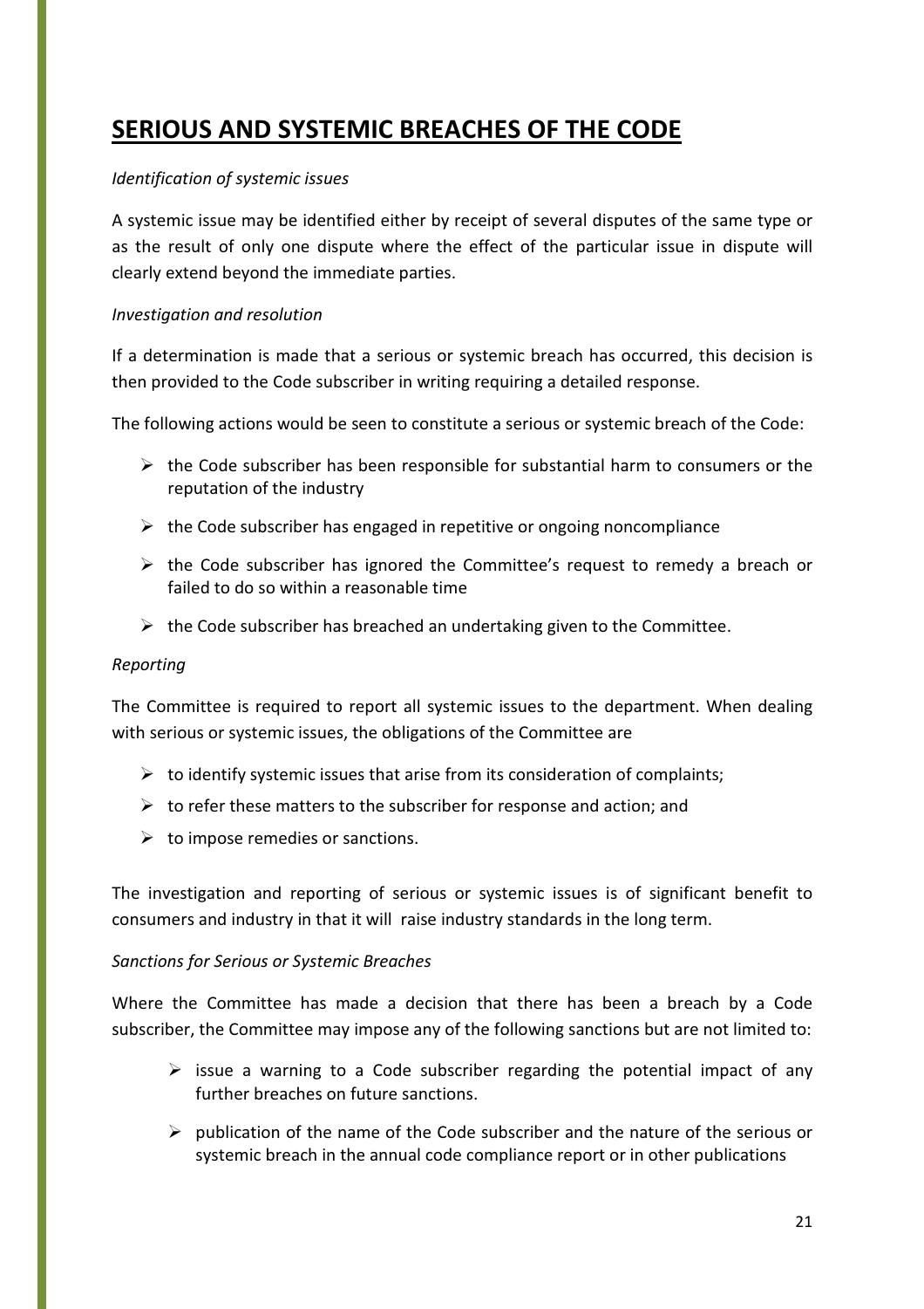# SERIOUS AND SYSTEMIC BREACHES OF THE CODE

*Identification of systemic issues*

A systemic issue may be identified either by receipt of several disputes of the same type or as the result of only one dispute where the effect of the particular issue in dispute will clearly extend beyond the immediate parties.

*Investigation and resolution*

If a determination is made that a serious or systemic breach has occurred, this decision is then provided to the Code subscriber in writing requiring a detailed response.

The following actions would be seen to constitute a serious or systemic breach of the Code:

- the Code subscriber has been responsible for substantial harm to consumers or the reputation of the industry
- the Code subscriber has engaged in repetitive or ongoing noncompliance
- the Code subscriber has ignored the Committee's request to remedy a breach or failed to do so within a reasonable time
- the Code subscriber has breached an undertaking given to the Committee.

*Reporting*

The Committee is required to report all systemic issues to the department. When dealing with serious or systemic issues, the obligations of the Committee are

- to identify systemic issues that arise from its consideration of complaints;
- to refer these matters to the subscriber for response and action; and
- to impose remedies or sanctions.

The investigation and reporting of serious or systemic issues is of significant benefit to consumers and industry in that it will raise industry standards in the long term.

*Sanctions for Serious or Systemic Breaches*

Where the Committee has made a decision that there has been a breach by a Code subscriber, the Committee may impose any of the following sanctions but are not limited to:

- issue a warning to a Code subscriber regarding the potential impact of any further breaches on future sanctions.
- publication of the name of the Code subscriber and the nature of the serious or systemic breach in the annual code compliance report or in other publications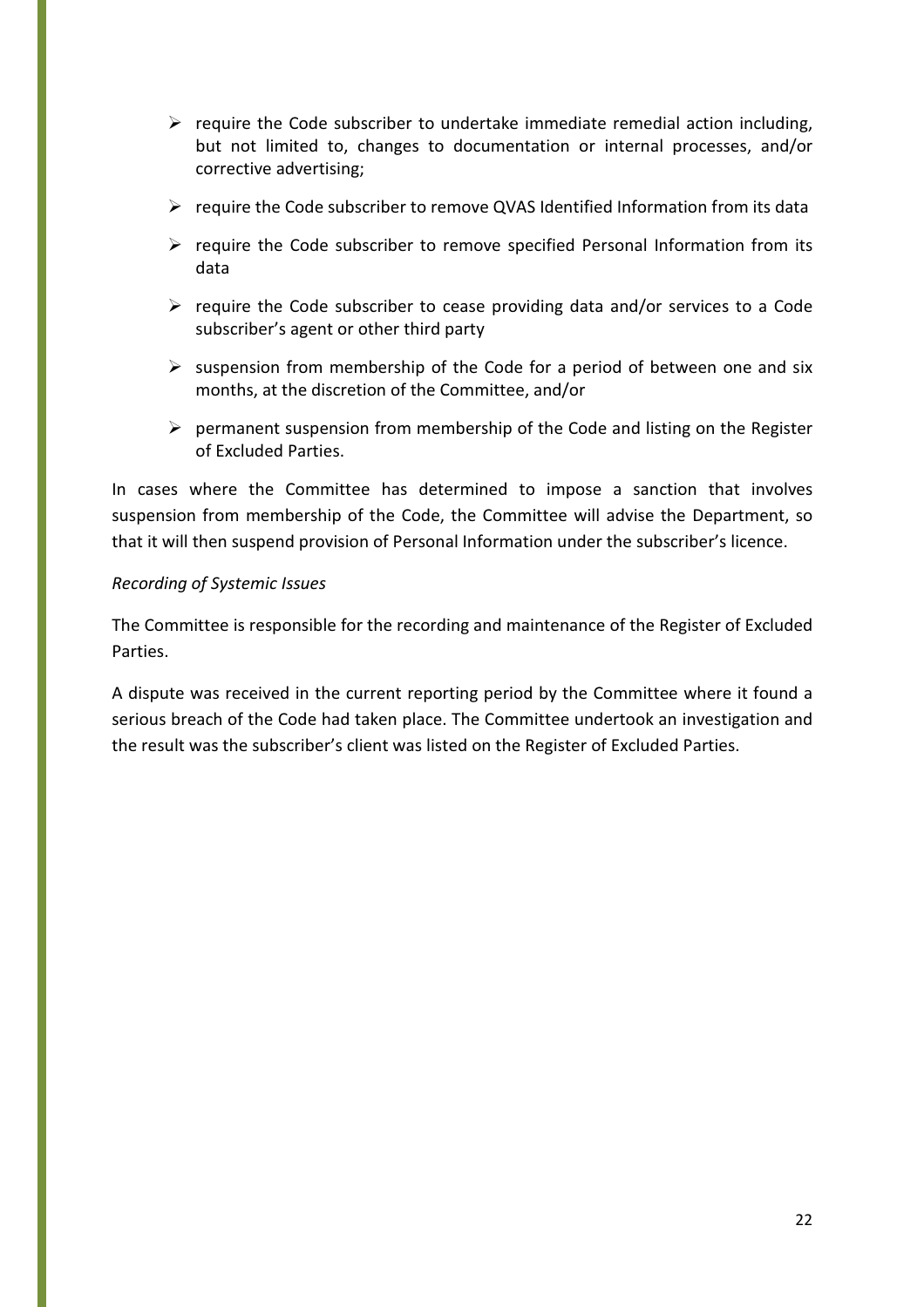- require the Code subscriber to undertake immediate remedial action including, but not limited to, changes to documentation or internal processes, and/or corrective advertising;
- require the Code subscriber to remove QVAS Identified Information from its data
- require the Code subscriber to remove specified Personal Information from its data
- require the Code subscriber to cease providing data and/or services to a Code subscriber's agent or other third party
- suspension from membership of the Code for a period of between one and six months, at the discretion of the Committee, and/or
- permanent suspension from membership of the Code and listing on the Register of Excluded Parties.

In cases where the Committee has determined to impose a sanction that involves suspension from membership of the Code, the Committee will advise the Department, so that it will then suspend provision of Personal Information under the subscriber's licence.

*Recording of Systemic Issues*

The Committee is responsible for the recording and maintenance of the Register of Excluded Parties.

A dispute was received in the current reporting period by the Committee where it found a serious breach of the Code had taken place. The Committee undertook an investigation and the result was the subscriber's client was listed on the Register of Excluded Parties.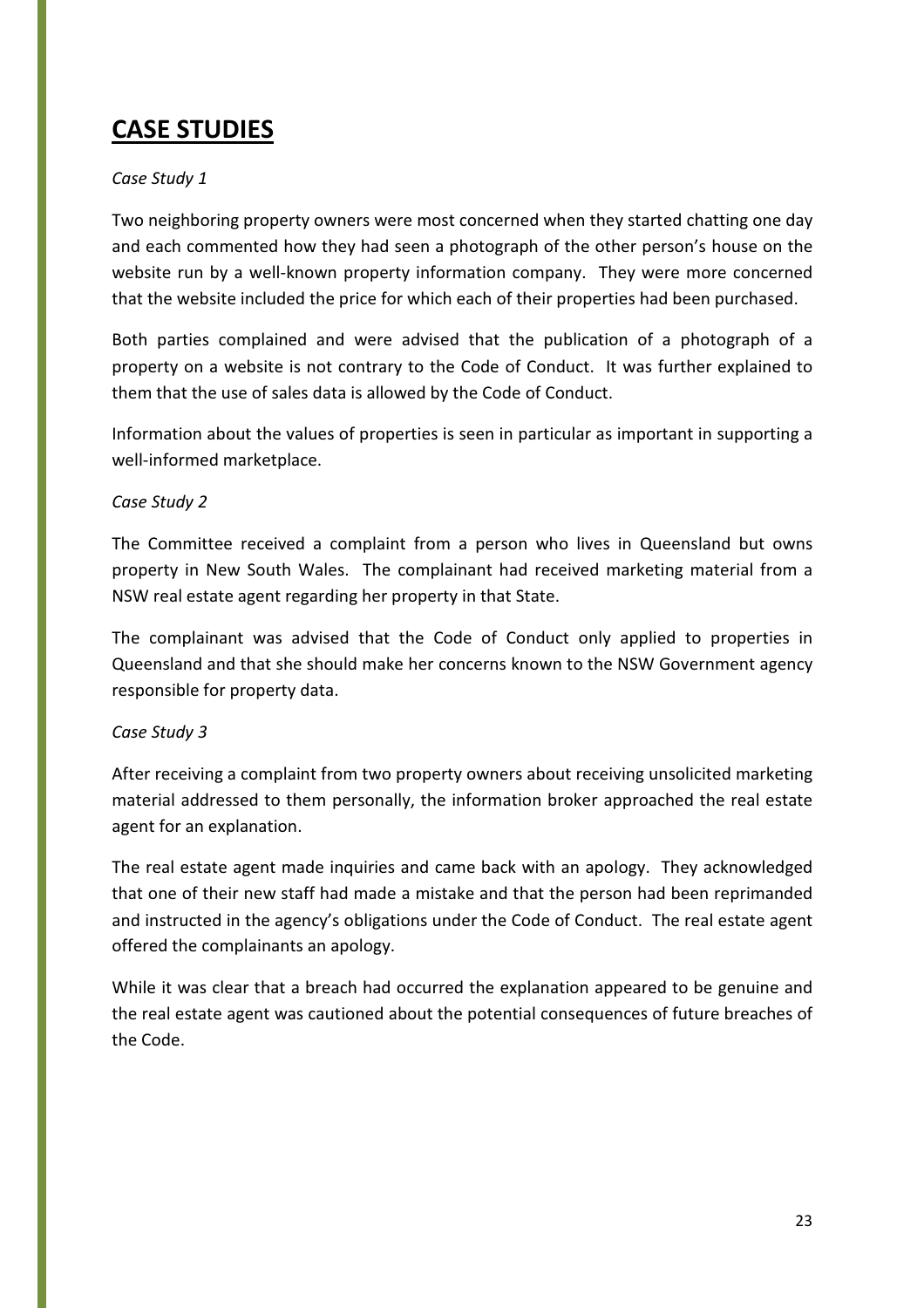# CASE STUDIES

*Case Study 1*

Two neighboring property owners were most concerned when they started chatting one day and each commented how they had seen a photograph of the other person's house on the website run by a well-known property information company. They were more concerned that the website included the price for which each of their properties had been purchased.

Both parties complained and were advised that the publication of a photograph of a property on a website is not contrary to the Code of Conduct. It was further explained to them that the use of sales data is allowed by the Code of Conduct.

Information about the values of properties is seen in particular as important in supporting a well-informed marketplace.

*Case Study 2*

The Committee received a complaint from a person who lives in Queensland but owns property in New South Wales. The complainant had received marketing material from a NSW real estate agent regarding her property in that State.

The complainant was advised that the Code of Conduct only applied to properties in Queensland and that she should make her concerns known to the NSW Government agency responsible for property data.

*Case Study 3*

After receiving a complaint from two property owners about receiving unsolicited marketing material addressed to them personally, the information broker approached the real estate agent for an explanation.

The real estate agent made inquiries and came back with an apology. They acknowledged that one of their new staff had made a mistake and that the person had been reprimanded and instructed in the agency's obligations under the Code of Conduct. The real estate agent offered the complainants an apology.

While it was clear that a breach had occurred the explanation appeared to be genuine and the real estate agent was cautioned about the potential consequences of future breaches of the Code.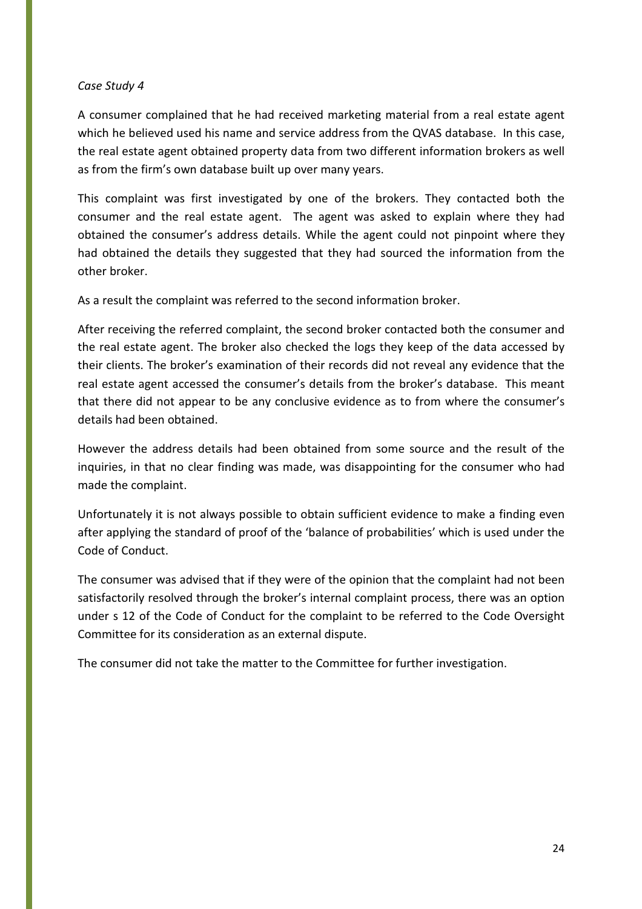*Case Study 4*

A consumer complained that he had received marketing material from a real estate agent which he believed used his name and service address from the QVAS database. In this case, the real estate agent obtained property data from two different information brokers as well as from the firm's own database built up over many years.

This complaint was first investigated by one of the brokers. They contacted both the consumer and the real estate agent. The agent was asked to explain where they had obtained the consumer's address details. While the agent could not pinpoint where they had obtained the details they suggested that they had sourced the information from the other broker.

As a result the complaint was referred to the second information broker.

After receiving the referred complaint, the second broker contacted both the consumer and the real estate agent. The broker also checked the logs they keep of the data accessed by their clients. The broker's examination of their records did not reveal any evidence that the real estate agent accessed the consumer's details from the broker's database. This meant that there did not appear to be any conclusive evidence as to from where the consumer's details had been obtained.

However the address details had been obtained from some source and the result of the inquiries, in that no clear finding was made, was disappointing for the consumer who had made the complaint.

Unfortunately it is not always possible to obtain sufficient evidence to make a finding even after applying the standard of proof of the 'balance of probabilities' which is used under the Code of Conduct.

The consumer was advised that if they were of the opinion that the complaint had not been satisfactorily resolved through the broker's internal complaint process, there was an option under s 12 of the Code of Conduct for the complaint to be referred to the Code Oversight Committee for its consideration as an external dispute.

The consumer did not take the matter to the Committee for further investigation.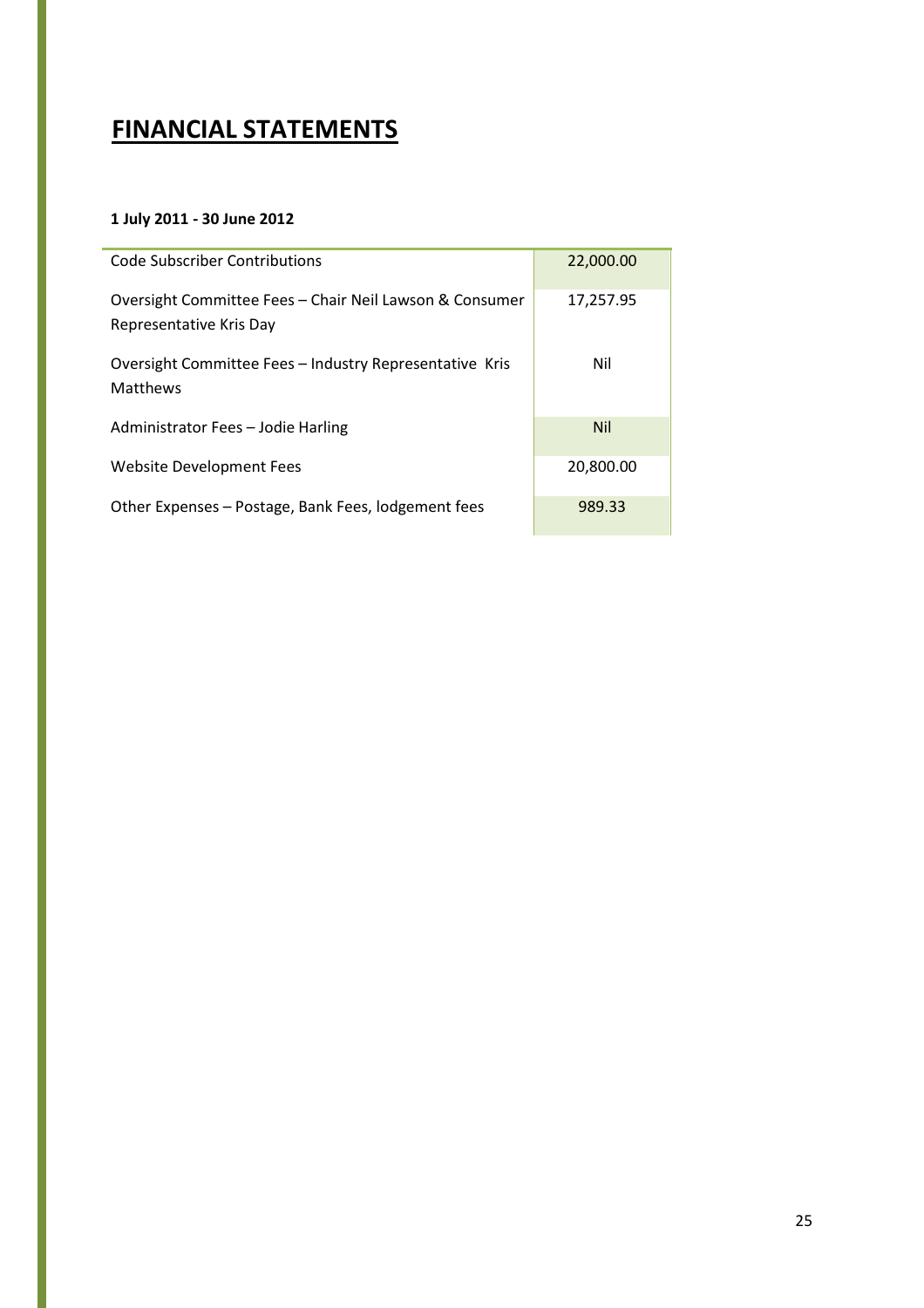# FINANCIAL STATEMENTS

**1 July 2011 - 30 June 2012**

| | |
|---|---|
| Code Subscriber Contributions | 22,000.00 |
| Oversight Committee Fees – Chair Neil Lawson & Consumer Representative Kris Day | 17,257.95 |
| Oversight Committee Fees – Industry Representative Kris Matthews | Nil |
| Administrator Fees – Jodie Harling | Nil |
| Website Development Fees | 20,800.00 |
| Other Expenses – Postage, Bank Fees, lodgement fees | 989.33 |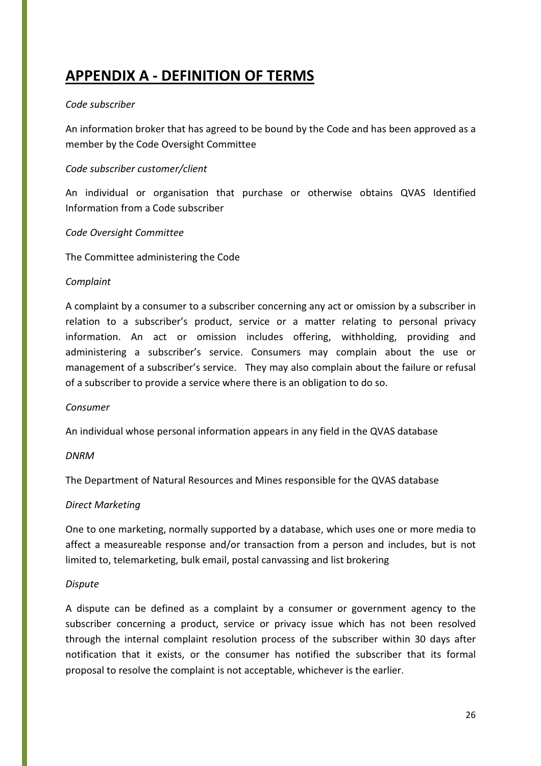# APPENDIX A - DEFINITION OF TERMS

*Code subscriber*

An information broker that has agreed to be bound by the Code and has been approved as a member by the Code Oversight Committee

*Code subscriber customer/client*

An individual or organisation that purchase or otherwise obtains QVAS Identified Information from a Code subscriber

*Code Oversight Committee*

The Committee administering the Code

*Complaint*

A complaint by a consumer to a subscriber concerning any act or omission by a subscriber in relation to a subscriber's product, service or a matter relating to personal privacy information. An act or omission includes offering, withholding, providing and administering a subscriber's service. Consumers may complain about the use or management of a subscriber's service. They may also complain about the failure or refusal of a subscriber to provide a service where there is an obligation to do so.

*Consumer*

An individual whose personal information appears in any field in the QVAS database

*DNRM*

The Department of Natural Resources and Mines responsible for the QVAS database

*Direct Marketing*

One to one marketing, normally supported by a database, which uses one or more media to affect a measureable response and/or transaction from a person and includes, but is not limited to, telemarketing, bulk email, postal canvassing and list brokering

*Dispute*

A dispute can be defined as a complaint by a consumer or government agency to the subscriber concerning a product, service or privacy issue which has not been resolved through the internal complaint resolution process of the subscriber within 30 days after notification that it exists, or the consumer has notified the subscriber that its formal proposal to resolve the complaint is not acceptable, whichever is the earlier.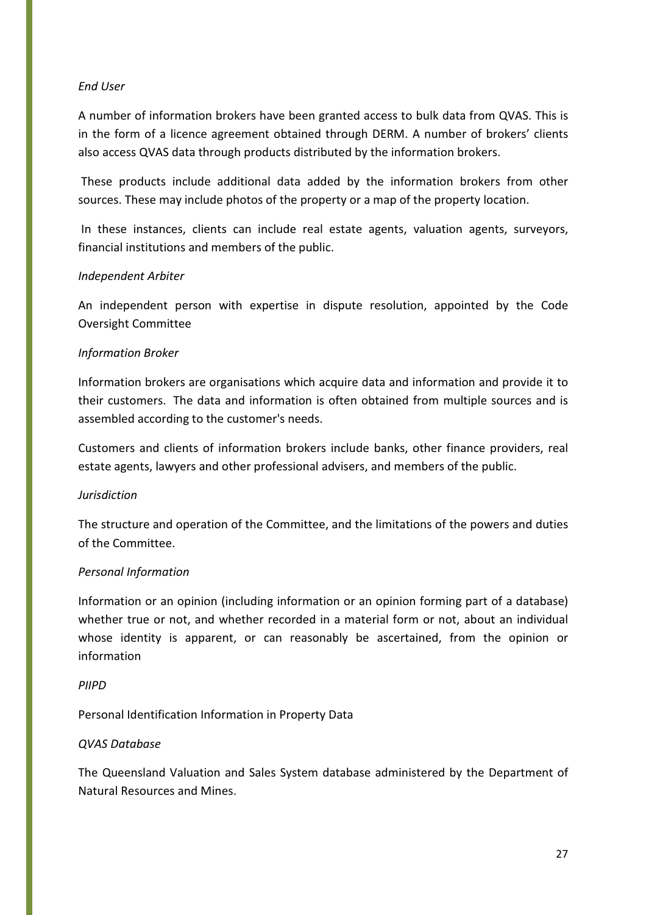*End User*

A number of information brokers have been granted access to bulk data from QVAS. This is in the form of a licence agreement obtained through DERM. A number of brokers' clients also access QVAS data through products distributed by the information brokers.

These products include additional data added by the information brokers from other sources. These may include photos of the property or a map of the property location.

In these instances, clients can include real estate agents, valuation agents, surveyors, financial institutions and members of the public.

*Independent Arbiter*

An independent person with expertise in dispute resolution, appointed by the Code Oversight Committee

*Information Broker*

Information brokers are organisations which acquire data and information and provide it to their customers. The data and information is often obtained from multiple sources and is assembled according to the customer's needs.

Customers and clients of information brokers include banks, other finance providers, real estate agents, lawyers and other professional advisers, and members of the public.

*Jurisdiction*

The structure and operation of the Committee, and the limitations of the powers and duties of the Committee.

*Personal Information*

Information or an opinion (including information or an opinion forming part of a database) whether true or not, and whether recorded in a material form or not, about an individual whose identity is apparent, or can reasonably be ascertained, from the opinion or information

*PIIPD*

Personal Identification Information in Property Data

*QVAS Database*

The Queensland Valuation and Sales System database administered by the Department of Natural Resources and Mines.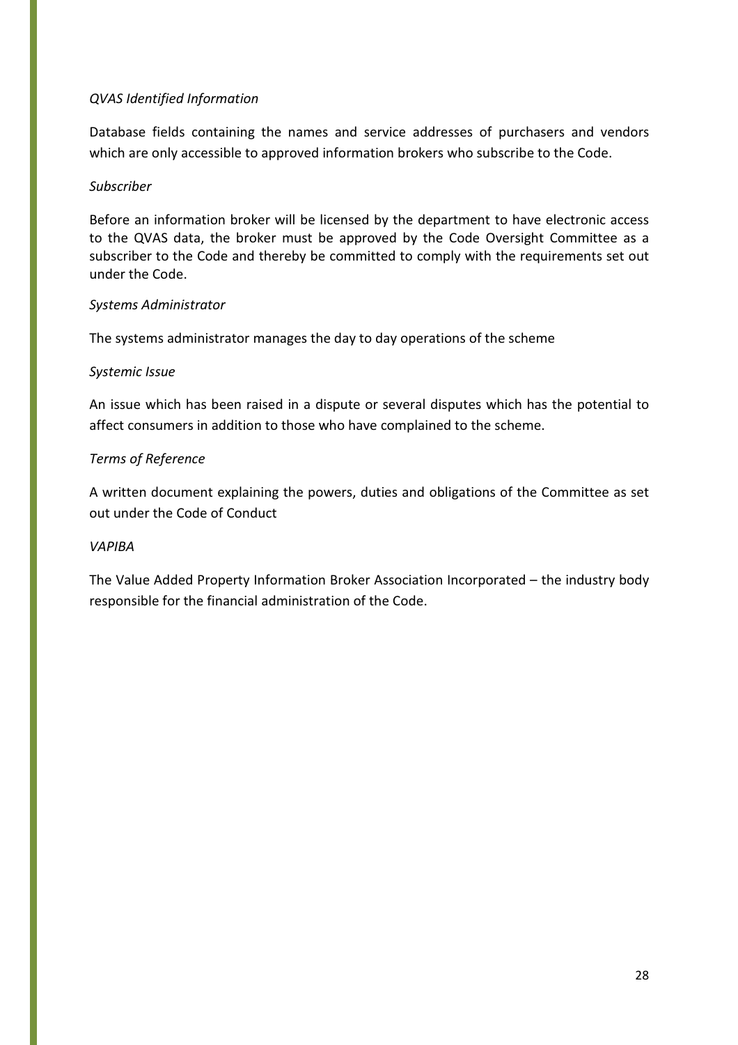*QVAS Identified Information*

Database fields containing the names and service addresses of purchasers and vendors which are only accessible to approved information brokers who subscribe to the Code.

*Subscriber*

Before an information broker will be licensed by the department to have electronic access to the QVAS data, the broker must be approved by the Code Oversight Committee as a subscriber to the Code and thereby be committed to comply with the requirements set out under the Code.

*Systems Administrator*

The systems administrator manages the day to day operations of the scheme

*Systemic Issue*

An issue which has been raised in a dispute or several disputes which has the potential to affect consumers in addition to those who have complained to the scheme.

*Terms of Reference*

A written document explaining the powers, duties and obligations of the Committee as set out under the Code of Conduct

*VAPIBA*

The Value Added Property Information Broker Association Incorporated – the industry body responsible for the financial administration of the Code.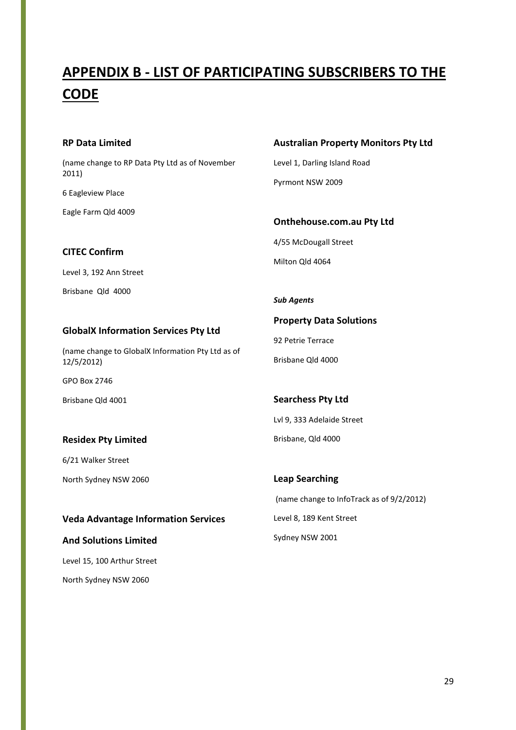# APPENDIX B - LIST OF PARTICIPATING SUBSCRIBERS TO THE CODE

**RP Data Limited**

(name change to RP Data Pty Ltd as of November 2011)

6 Eagleview Place

Eagle Farm Qld 4009

**CITEC Confirm**

Level 3, 192 Ann Street

Brisbane Qld 4000

**GlobalX Information Services Pty Ltd**

(name change to GlobalX Information Pty Ltd as of 12/5/2012)

GPO Box 2746

Brisbane Qld 4001

**Residex Pty Limited**

6/21 Walker Street

North Sydney NSW 2060

**Veda Advantage Information Services And Solutions Limited**

Level 15, 100 Arthur Street

North Sydney NSW 2060

**Australian Property Monitors Pty Ltd**

Level 1, Darling Island Road

Pyrmont NSW 2009

**Onthehouse.com.au Pty Ltd**

4/55 McDougall Street

Milton Qld 4064

***Sub Agents***

**Property Data Solutions**

92 Petrie Terrace

Brisbane Qld 4000

**Searchess Pty Ltd**

Lvl 9, 333 Adelaide Street

Brisbane, Qld 4000

**Leap Searching**

(name change to InfoTrack as of 9/2/2012)

Level 8, 189 Kent Street

Sydney NSW 2001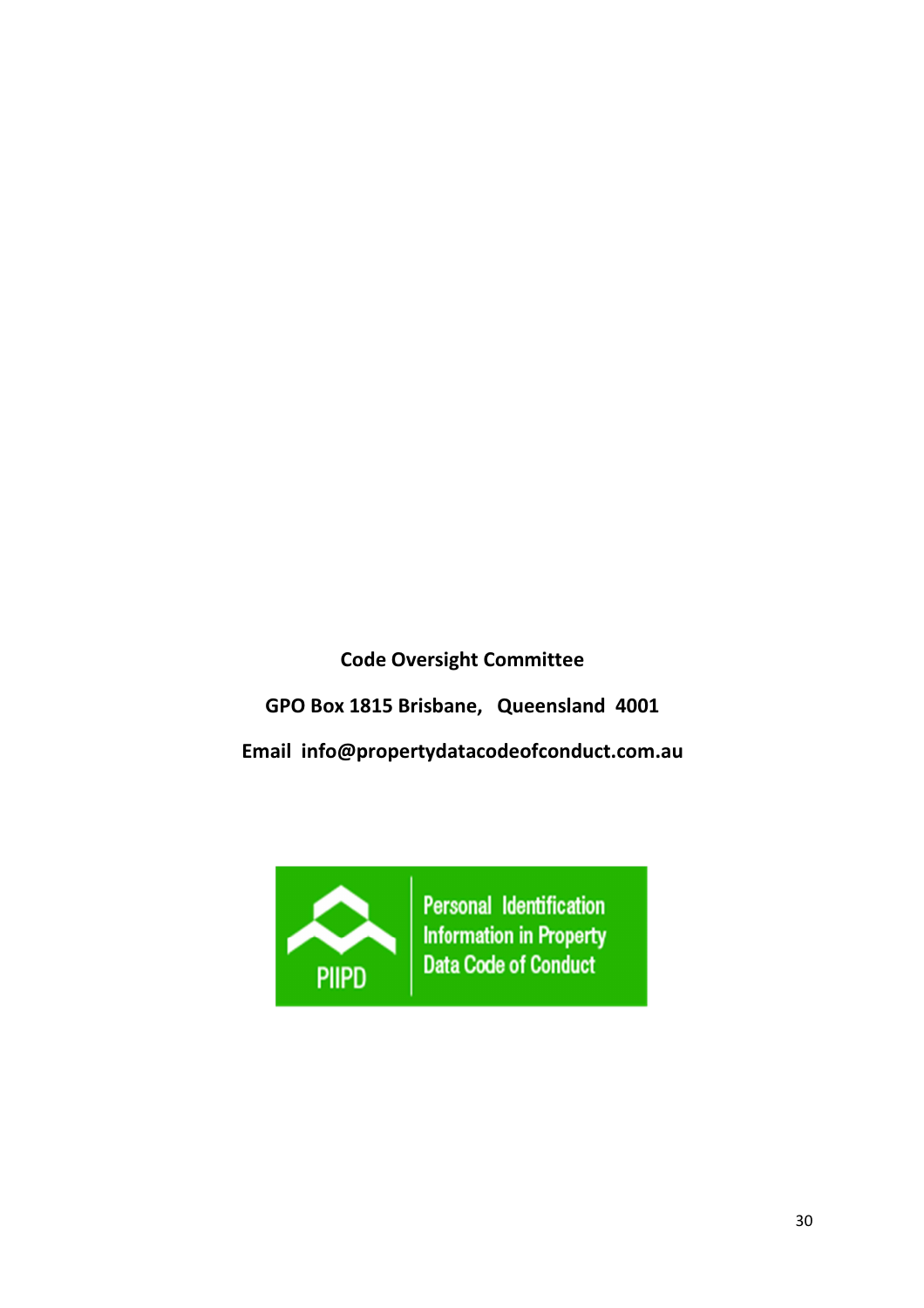**Code Oversight Committee**

**GPO Box 1815 Brisbane, Queensland 4001**

**Email info@propertydatacodeofconduct.com.au**

PIIPD

Personal Identification Information in Property Data Code of Conduct